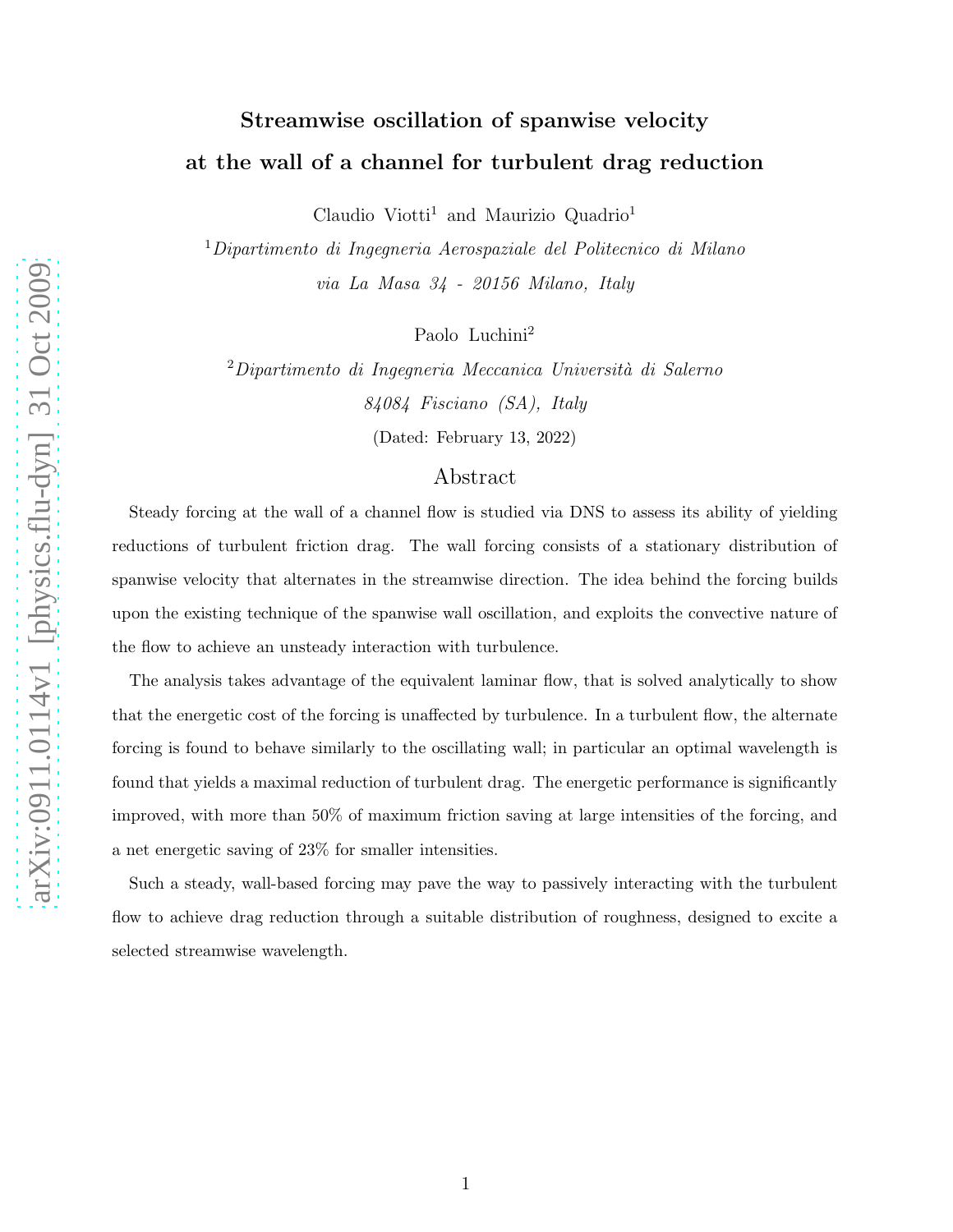# Streamwise oscillation of spanwise velocity at the wall of a channel for turbulent drag reduction

Claudio Viotti[1] and Maurizio Quadrio[1]

[1]*Dipartimento di Ingegneria Aerospaziale del Politecnico di Milano*
*via La Masa 34 - 20156 Milano, Italy*

Paolo Luchini[2]

[2]*Dipartimento di Ingegneria Meccanica Università di Salerno*
*84084 Fisciano (SA), Italy*

(Dated: February 13, 2022)

## Abstract

Steady forcing at the wall of a channel flow is studied via DNS to assess its ability of yielding reductions of turbulent friction drag. The wall forcing consists of a stationary distribution of spanwise velocity that alternates in the streamwise direction. The idea behind the forcing builds upon the existing technique of the spanwise wall oscillation, and exploits the convective nature of the flow to achieve an unsteady interaction with turbulence.

The analysis takes advantage of the equivalent laminar flow, that is solved analytically to show that the energetic cost of the forcing is unaffected by turbulence. In a turbulent flow, the alternate forcing is found to behave similarly to the oscillating wall; in particular an optimal wavelength is found that yields a maximal reduction of turbulent drag. The energetic performance is significantly improved, with more than 50% of maximum friction saving at large intensities of the forcing, and a net energetic saving of 23% for smaller intensities.

Such a steady, wall-based forcing may pave the way to passively interacting with the turbulent flow to achieve drag reduction through a suitable distribution of roughness, designed to excite a selected streamwise wavelength.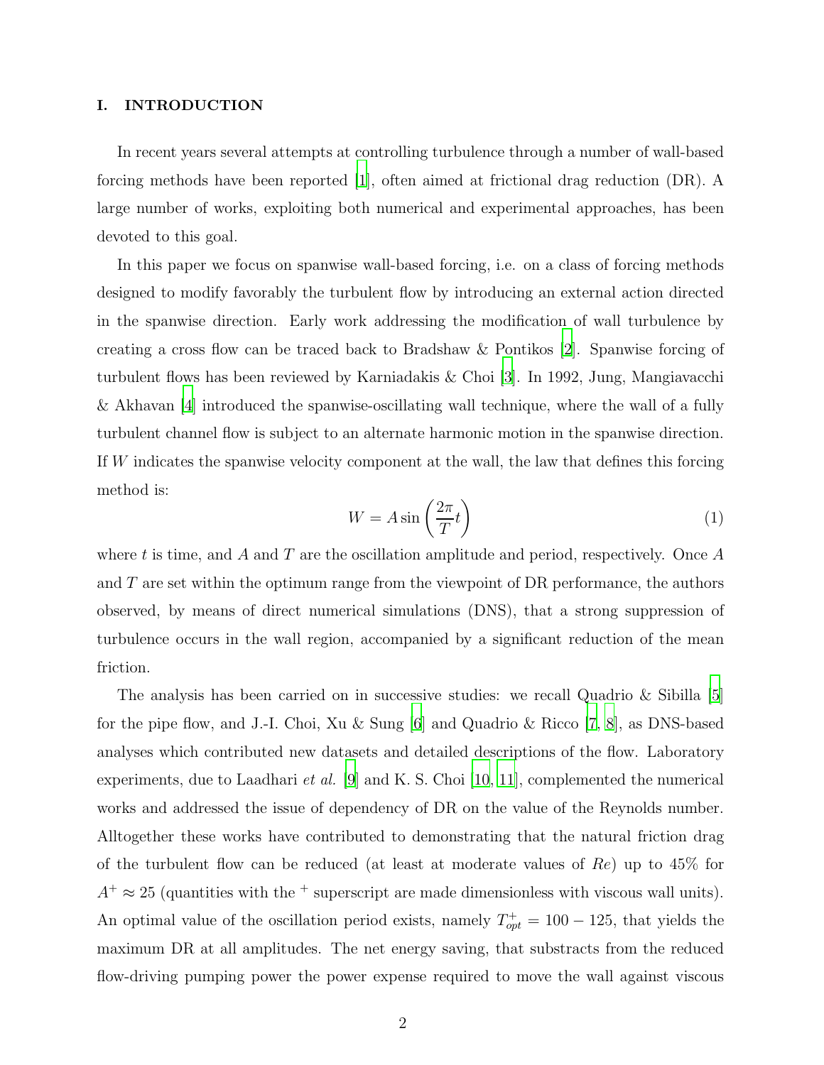## I. INTRODUCTION

In recent years several attempts at controlling turbulence through a number of wall-based forcing methods have been reported [1], often aimed at frictional drag reduction (DR). A large number of works, exploiting both numerical and experimental approaches, has been devoted to this goal.

In this paper we focus on spanwise wall-based forcing, i.e. on a class of forcing methods designed to modify favorably the turbulent flow by introducing an external action directed in the spanwise direction. Early work addressing the modification of wall turbulence by creating a cross flow can be traced back to Bradshaw & Pontikos [2]. Spanwise forcing of turbulent flows has been reviewed by Karniadakis & Choi [3]. In 1992, Jung, Mangiavacchi & Akhavan [4] introduced the spanwise-oscillating wall technique, where the wall of a fully turbulent channel flow is subject to an alternate harmonic motion in the spanwise direction. If $W$ indicates the spanwise velocity component at the wall, the law that defines this forcing method is:

$$W = A \sin\left(\frac{2\pi}{T} t\right) \tag{1}$$

where $t$ is time, and $A$ and $T$ are the oscillation amplitude and period, respectively. Once $A$ and $T$ are set within the optimum range from the viewpoint of DR performance, the authors observed, by means of direct numerical simulations (DNS), that a strong suppression of turbulence occurs in the wall region, accompanied by a significant reduction of the mean friction.

The analysis has been carried on in successive studies: we recall Quadrio & Sibilla [5] for the pipe flow, and J.-I. Choi, Xu & Sung [6] and Quadrio & Ricco [7, 8], as DNS-based analyses which contributed new datasets and detailed descriptions of the flow. Laboratory experiments, due to Laadhari *et al.* [9] and K. S. Choi [10, 11], complemented the numerical works and addressed the issue of dependency of DR on the value of the Reynolds number. Alltogether these works have contributed to demonstrating that the natural friction drag of the turbulent flow can be reduced (at least at moderate values of $Re$) up to 45% for $A^+ \approx 25$ (quantities with the $^+$ superscript are made dimensionless with viscous wall units). An optimal value of the oscillation period exists, namely $T^+_{opt} = 100 - 125$, that yields the maximum DR at all amplitudes. The net energy saving, that substracts from the reduced flow-driving pumping power the power expense required to move the wall against viscous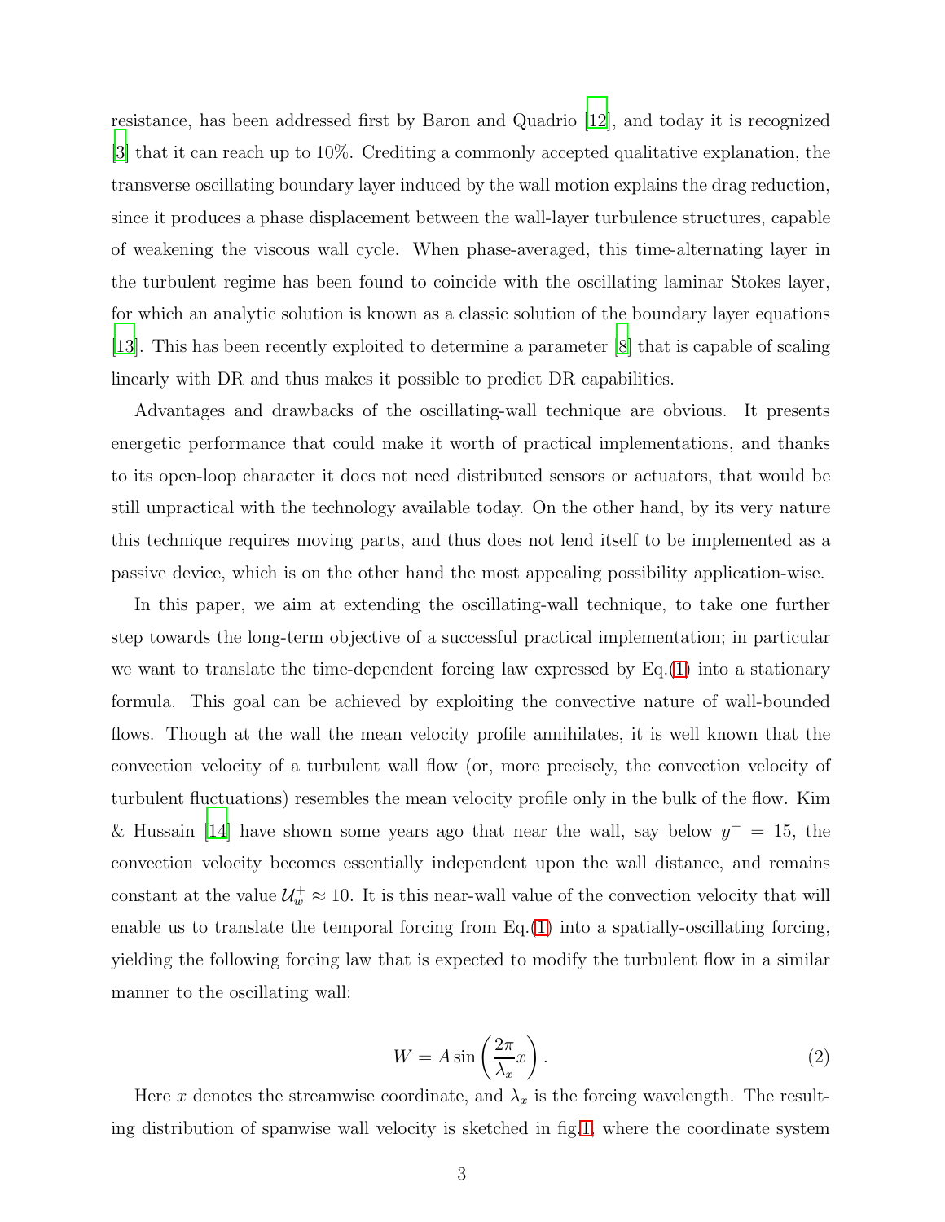resistance, has been addressed first by Baron and Quadrio [12], and today it is recognized [3] that it can reach up to 10%. Crediting a commonly accepted qualitative explanation, the transverse oscillating boundary layer induced by the wall motion explains the drag reduction, since it produces a phase displacement between the wall-layer turbulence structures, capable of weakening the viscous wall cycle. When phase-averaged, this time-alternating layer in the turbulent regime has been found to coincide with the oscillating laminar Stokes layer, for which an analytic solution is known as a classic solution of the boundary layer equations [13]. This has been recently exploited to determine a parameter [8] that is capable of scaling linearly with DR and thus makes it possible to predict DR capabilities.

Advantages and drawbacks of the oscillating-wall technique are obvious. It presents energetic performance that could make it worth of practical implementations, and thanks to its open-loop character it does not need distributed sensors or actuators, that would be still unpractical with the technology available today. On the other hand, by its very nature this technique requires moving parts, and thus does not lend itself to be implemented as a passive device, which is on the other hand the most appealing possibility application-wise.

In this paper, we aim at extending the oscillating-wall technique, to take one further step towards the long-term objective of a successful practical implementation; in particular we want to translate the time-dependent forcing law expressed by Eq.(1) into a stationary formula. This goal can be achieved by exploiting the convective nature of wall-bounded flows. Though at the wall the mean velocity profile annihilates, it is well known that the convection velocity of a turbulent wall flow (or, more precisely, the convection velocity of turbulent fluctuations) resembles the mean velocity profile only in the bulk of the flow. Kim & Hussain [14] have shown some years ago that near the wall, say below $y^+ = 15$, the convection velocity becomes essentially independent upon the wall distance, and remains constant at the value $\mathcal{U}_w^+ \approx 10$. It is this near-wall value of the convection velocity that will enable us to translate the temporal forcing from Eq.(1) into a spatially-oscillating forcing, yielding the following forcing law that is expected to modify the turbulent flow in a similar manner to the oscillating wall:

$$W = A \sin\left(\frac{2\pi}{\lambda_x} x\right). \tag{2}$$

Here $x$ denotes the streamwise coordinate, and $\lambda_x$ is the forcing wavelength. The resulting distribution of spanwise wall velocity is sketched in fig.1, where the coordinate system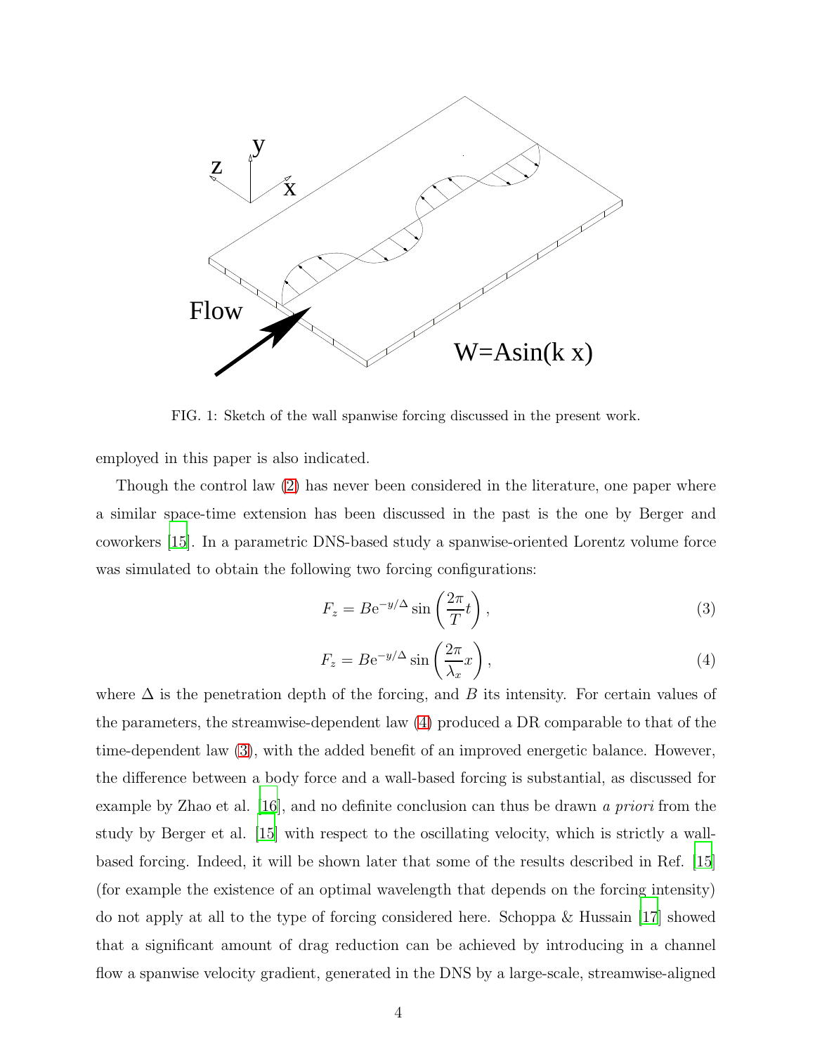FIG. 1: Sketch of the wall spanwise forcing discussed in the present work.

employed in this paper is also indicated.

Though the control law (2) has never been considered in the literature, one paper where a similar space-time extension has been discussed in the past is the one by Berger and coworkers [15]. In a parametric DNS-based study a spanwise-oriented Lorentz volume force was simulated to obtain the following two forcing configurations:

$$F_z = B e^{-y/\Delta} \sin\left(\frac{2\pi}{T} t\right), \tag{3}$$

$$F_z = B e^{-y/\Delta} \sin\left(\frac{2\pi}{\lambda_x} x\right), \tag{4}$$

where $\Delta$ is the penetration depth of the forcing, and $B$ its intensity. For certain values of the parameters, the streamwise-dependent law (4) produced a DR comparable to that of the time-dependent law (3), with the added benefit of an improved energetic balance. However, the difference between a body force and a wall-based forcing is substantial, as discussed for example by Zhao et al. [16], and no definite conclusion can thus be drawn *a priori* from the study by Berger et al. [15] with respect to the oscillating velocity, which is strictly a wall-based forcing. Indeed, it will be shown later that some of the results described in Ref. [15] (for example the existence of an optimal wavelength that depends on the forcing intensity) do not apply at all to the type of forcing considered here. Schoppa & Hussain [17] showed that a significant amount of drag reduction can be achieved by introducing in a channel flow a spanwise velocity gradient, generated in the DNS by a large-scale, streamwise-aligned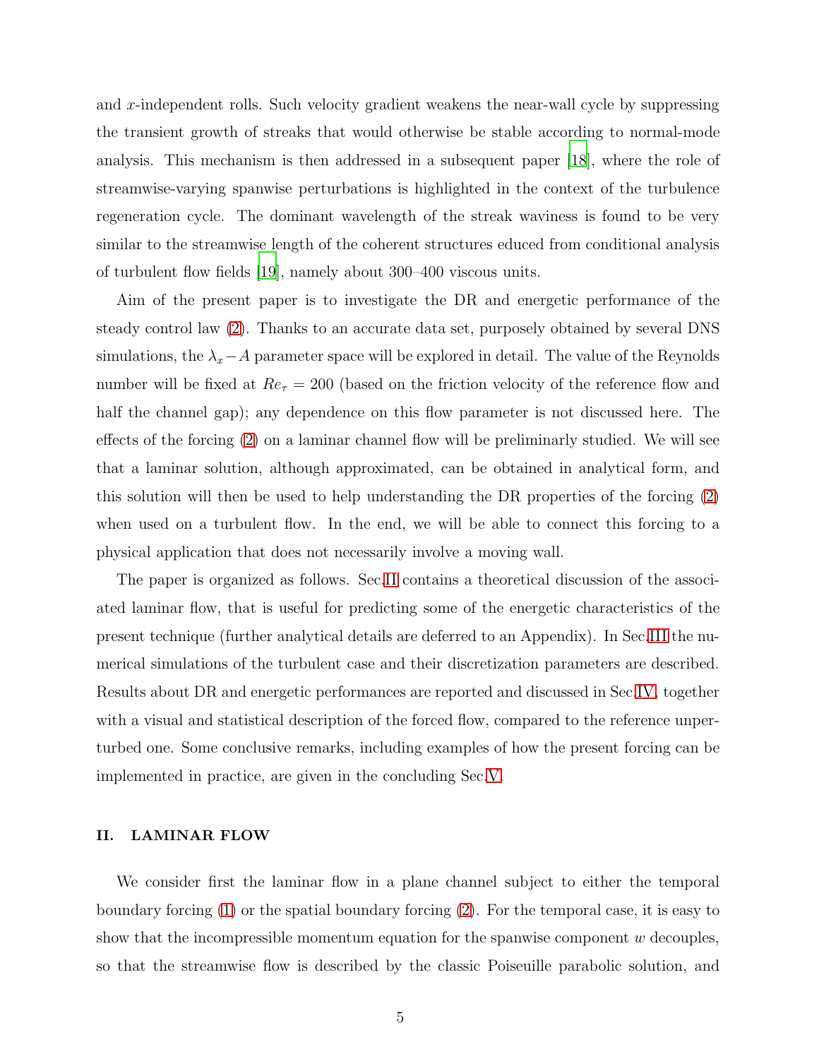and $x$-independent rolls. Such velocity gradient weakens the near-wall cycle by suppressing the transient growth of streaks that would otherwise be stable according to normal-mode analysis. This mechanism is then addressed in a subsequent paper [18], where the role of streamwise-varying spanwise perturbations is highlighted in the context of the turbulence regeneration cycle. The dominant wavelength of the streak waviness is found to be very similar to the streamwise length of the coherent structures educed from conditional analysis of turbulent flow fields [19], namely about 300–400 viscous units.

Aim of the present paper is to investigate the DR and energetic performance of the steady control law (2). Thanks to an accurate data set, purposely obtained by several DNS simulations, the $\lambda_x - A$ parameter space will be explored in detail. The value of the Reynolds number will be fixed at $Re_\tau = 200$ (based on the friction velocity of the reference flow and half the channel gap); any dependence on this flow parameter is not discussed here. The effects of the forcing (2) on a laminar channel flow will be preliminarly studied. We will see that a laminar solution, although approximated, can be obtained in analytical form, and this solution will then be used to help understanding the DR properties of the forcing (2) when used on a turbulent flow. In the end, we will be able to connect this forcing to a physical application that does not necessarily involve a moving wall.

The paper is organized as follows. Sec.II contains a theoretical discussion of the associated laminar flow, that is useful for predicting some of the energetic characteristics of the present technique (further analytical details are deferred to an Appendix). In Sec.III the numerical simulations of the turbulent case and their discretization parameters are described. Results about DR and energetic performances are reported and discussed in Sec.IV, together with a visual and statistical description of the forced flow, compared to the reference unperturbed one. Some conclusive remarks, including examples of how the present forcing can be implemented in practice, are given in the concluding Sec.V.

## II. LAMINAR FLOW

We consider first the laminar flow in a plane channel subject to either the temporal boundary forcing (1) or the spatial boundary forcing (2). For the temporal case, it is easy to show that the incompressible momentum equation for the spanwise component $w$ decouples, so that the streamwise flow is described by the classic Poiseuille parabolic solution, and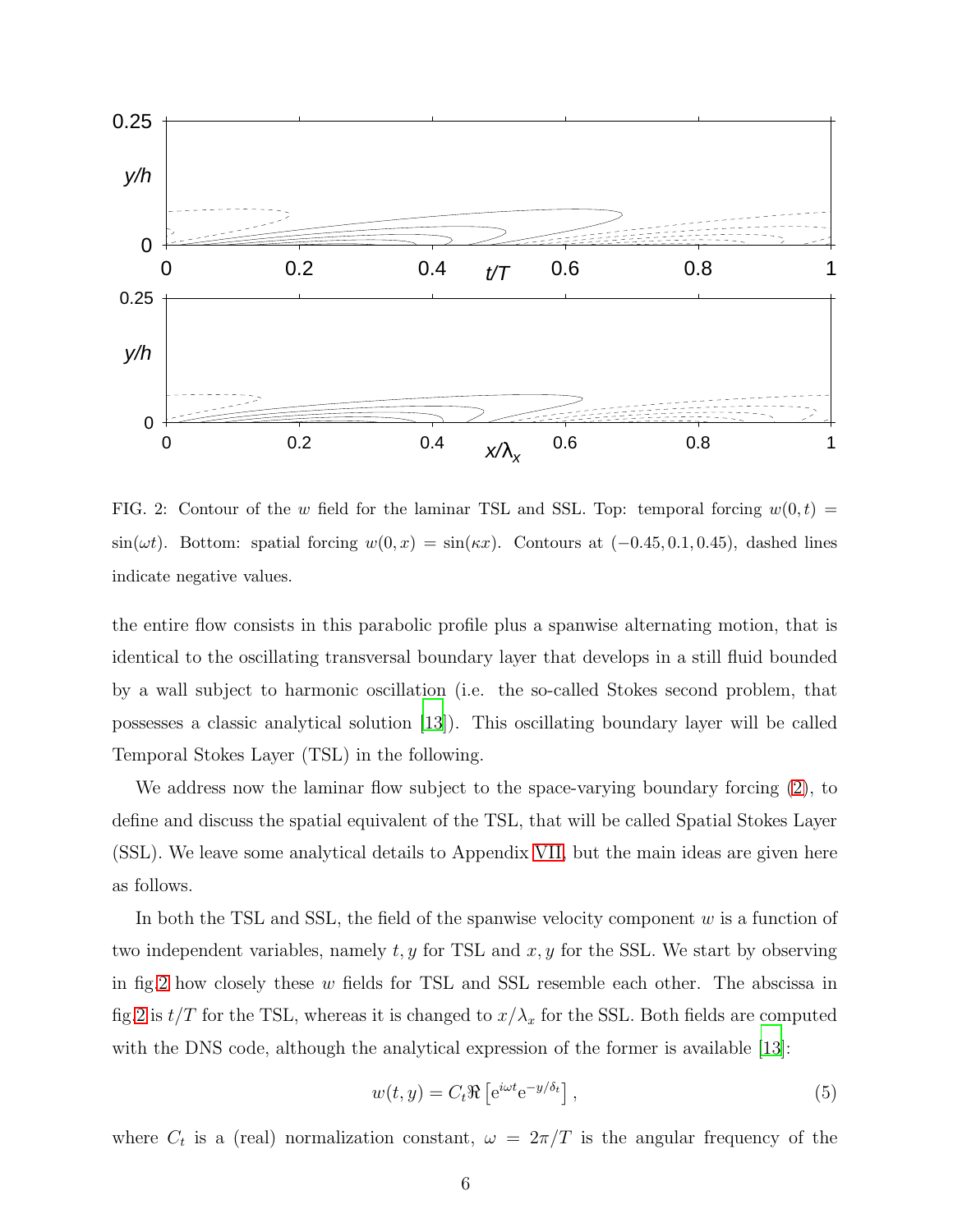FIG. 2: Contour of the $w$ field for the laminar TSL and SSL. Top: temporal forcing $w(0,t) = \sin(\omega t)$. Bottom: spatial forcing $w(0,x) = \sin(\kappa x)$. Contours at $(-0.45, 0.1, 0.45)$, dashed lines indicate negative values.

the entire flow consists in this parabolic profile plus a spanwise alternating motion, that is identical to the oscillating transversal boundary layer that develops in a still fluid bounded by a wall subject to harmonic oscillation (i.e. the so-called Stokes second problem, that possesses a classic analytical solution [13]). This oscillating boundary layer will be called Temporal Stokes Layer (TSL) in the following.

We address now the laminar flow subject to the space-varying boundary forcing (2), to define and discuss the spatial equivalent of the TSL, that will be called Spatial Stokes Layer (SSL). We leave some analytical details to Appendix VII, but the main ideas are given here as follows.

In both the TSL and SSL, the field of the spanwise velocity component $w$ is a function of two independent variables, namely $t, y$ for TSL and $x, y$ for the SSL. We start by observing in fig.2 how closely these $w$ fields for TSL and SSL resemble each other. The abscissa in fig.2 is $t/T$ for the TSL, whereas it is changed to $x/\lambda_x$ for the SSL. Both fields are computed with the DNS code, although the analytical expression of the former is available [13]:

$$w(t,y) = C_t \Re\left[\mathrm{e}^{i\omega t}\mathrm{e}^{-y/\delta_t}\right], \tag{5}$$

where $C_t$ is a (real) normalization constant, $\omega = 2\pi/T$ is the angular frequency of the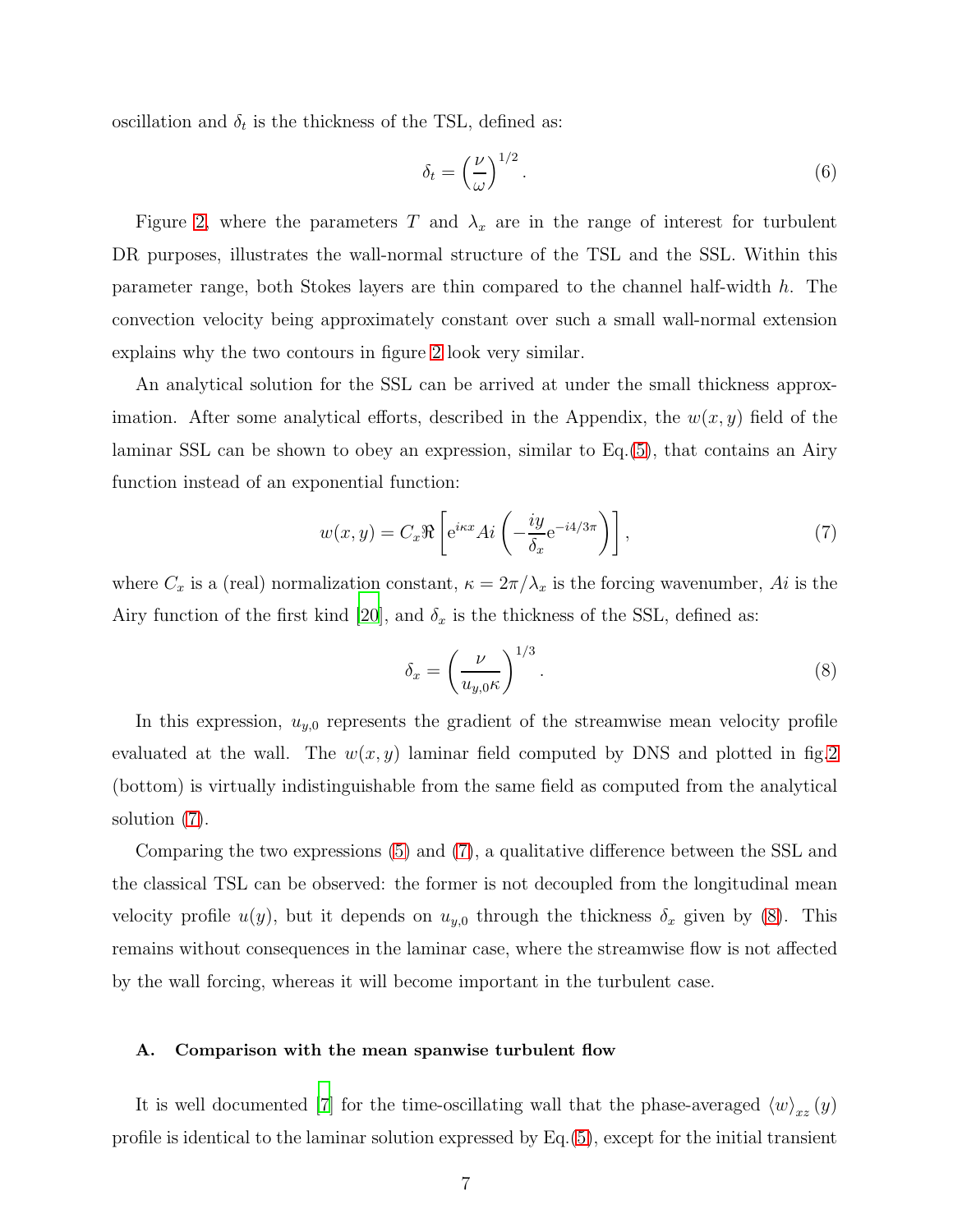oscillation and $\delta_t$ is the thickness of the TSL, defined as:

$$\delta_t = \left(\frac{\nu}{\omega}\right)^{1/2}. \tag{6}$$

Figure 2, where the parameters $T$ and $\lambda_x$ are in the range of interest for turbulent DR purposes, illustrates the wall-normal structure of the TSL and the SSL. Within this parameter range, both Stokes layers are thin compared to the channel half-width $h$. The convection velocity being approximately constant over such a small wall-normal extension explains why the two contours in figure 2 look very similar.

An analytical solution for the SSL can be arrived at under the small thickness approximation. After some analytical efforts, described in the Appendix, the $w(x,y)$ field of the laminar SSL can be shown to obey an expression, similar to Eq.(5), that contains an Airy function instead of an exponential function:

$$w(x,y) = C_x \Re\left[\mathrm{e}^{i\kappa x} Ai\left(-\frac{iy}{\delta_x}\mathrm{e}^{-i4/3\pi}\right)\right], \tag{7}$$

where $C_x$ is a (real) normalization constant, $\kappa = 2\pi/\lambda_x$ is the forcing wavenumber, $Ai$ is the Airy function of the first kind [20], and $\delta_x$ is the thickness of the SSL, defined as:

$$\delta_x = \left(\frac{\nu}{u_{y,0}\kappa}\right)^{1/3}. \tag{8}$$

In this expression, $u_{y,0}$ represents the gradient of the streamwise mean velocity profile evaluated at the wall. The $w(x,y)$ laminar field computed by DNS and plotted in fig.2 (bottom) is virtually indistinguishable from the same field as computed from the analytical solution (7).

Comparing the two expressions (5) and (7), a qualitative difference between the SSL and the classical TSL can be observed: the former is not decoupled from the longitudinal mean velocity profile $u(y)$, but it depends on $u_{y,0}$ through the thickness $\delta_x$ given by (8). This remains without consequences in the laminar case, where the streamwise flow is not affected by the wall forcing, whereas it will become important in the turbulent case.

### A. Comparison with the mean spanwise turbulent flow

It is well documented [7] for the time-oscillating wall that the phase-averaged $\langle w \rangle_{xz}(y)$ profile is identical to the laminar solution expressed by Eq.(5), except for the initial transient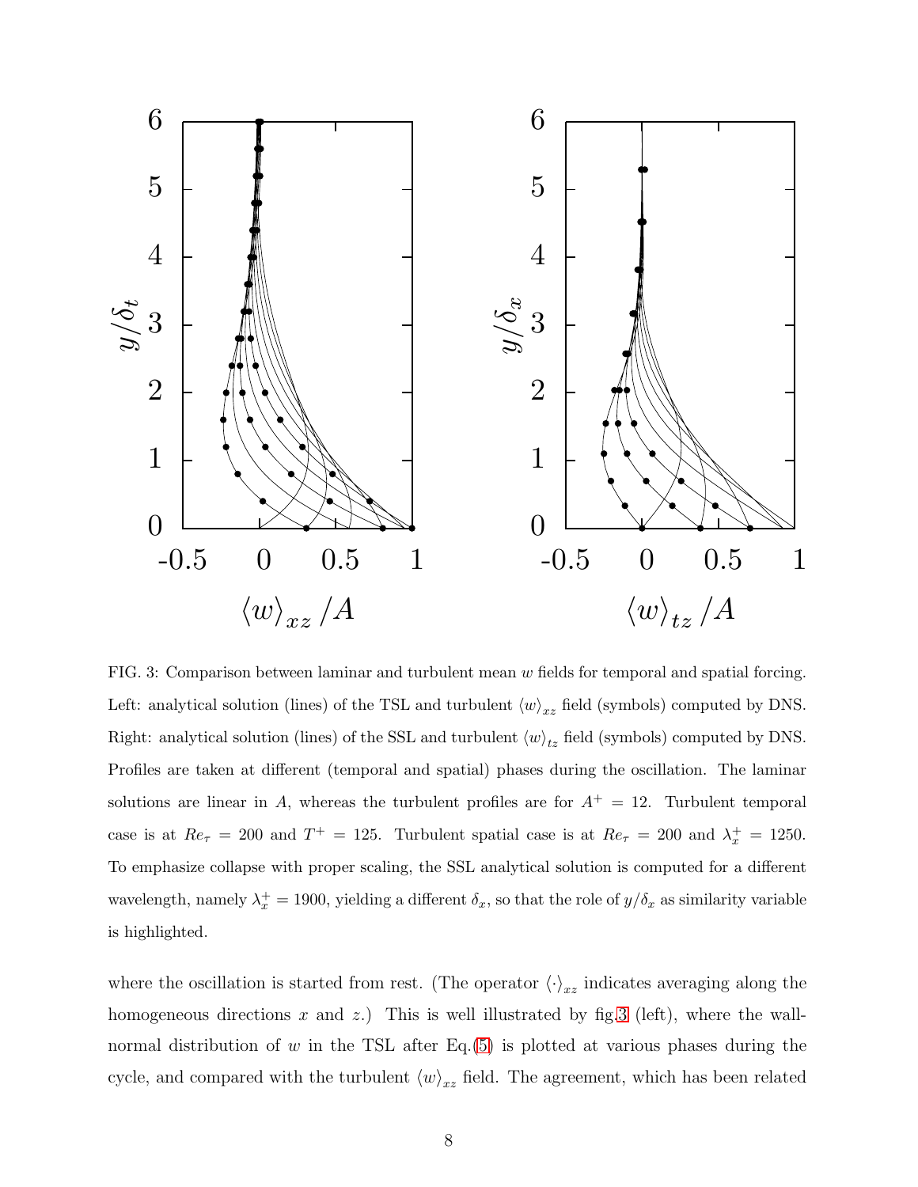FIG. 3: Comparison between laminar and turbulent mean $w$ fields for temporal and spatial forcing. Left: analytical solution (lines) of the TSL and turbulent $\langle w \rangle_{xz}$ field (symbols) computed by DNS. Right: analytical solution (lines) of the SSL and turbulent $\langle w \rangle_{tz}$ field (symbols) computed by DNS. Profiles are taken at different (temporal and spatial) phases during the oscillation. The laminar solutions are linear in $A$, whereas the turbulent profiles are for $A^+ = 12$. Turbulent temporal case is at $Re_\tau = 200$ and $T^+ = 125$. Turbulent spatial case is at $Re_\tau = 200$ and $\lambda_x^+ = 1250$. To emphasize collapse with proper scaling, the SSL analytical solution is computed for a different wavelength, namely $\lambda_x^+ = 1900$, yielding a different $\delta_x$, so that the role of $y/\delta_x$ as similarity variable is highlighted.

where the oscillation is started from rest. (The operator $\langle \cdot \rangle_{xz}$ indicates averaging along the homogeneous directions $x$ and $z$.) This is well illustrated by fig.3 (left), where the wall-normal distribution of $w$ in the TSL after Eq.(5) is plotted at various phases during the cycle, and compared with the turbulent $\langle w \rangle_{xz}$ field. The agreement, which has been related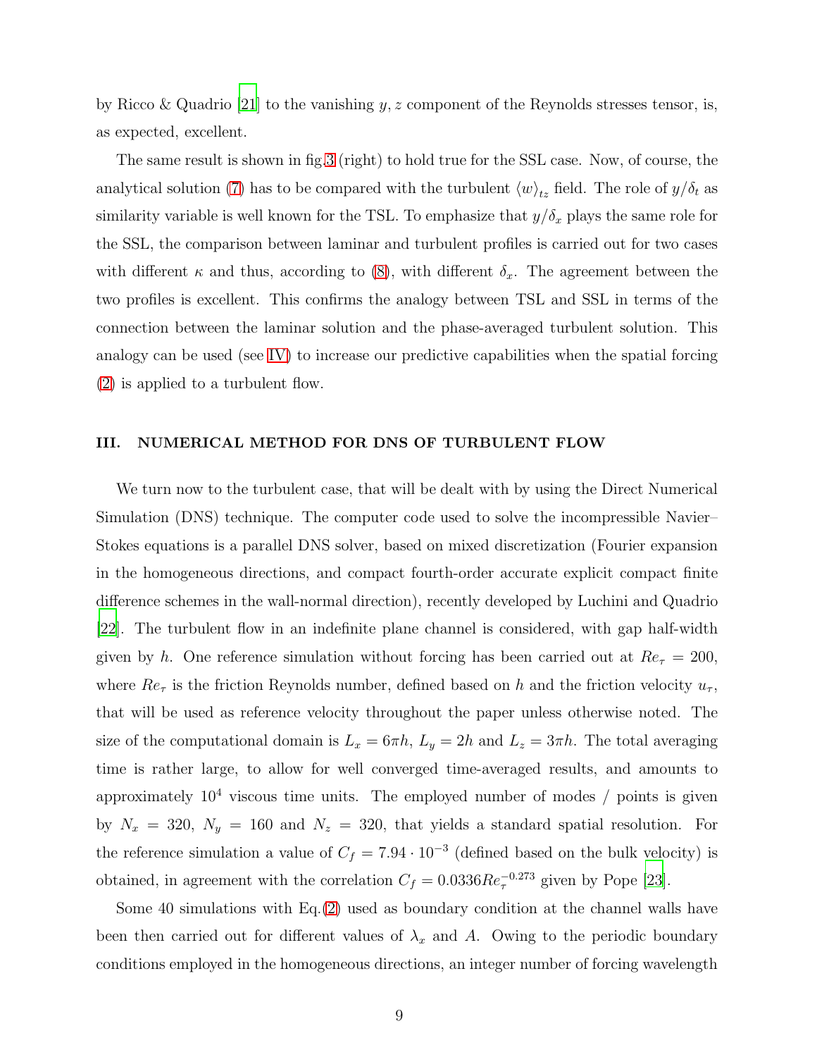by Ricco & Quadrio [21] to the vanishing $y, z$ component of the Reynolds stresses tensor, is, as expected, excellent.

The same result is shown in fig.3 (right) to hold true for the SSL case. Now, of course, the analytical solution (7) has to be compared with the turbulent $\langle w \rangle_{tz}$ field. The role of $y/\delta_t$ as similarity variable is well known for the TSL. To emphasize that $y/\delta_x$ plays the same role for the SSL, the comparison between laminar and turbulent profiles is carried out for two cases with different $\kappa$ and thus, according to (8), with different $\delta_x$. The agreement between the two profiles is excellent. This confirms the analogy between TSL and SSL in terms of the connection between the laminar solution and the phase-averaged turbulent solution. This analogy can be used (see IV) to increase our predictive capabilities when the spatial forcing (2) is applied to a turbulent flow.

## III. NUMERICAL METHOD FOR DNS OF TURBULENT FLOW

We turn now to the turbulent case, that will be dealt with by using the Direct Numerical Simulation (DNS) technique. The computer code used to solve the incompressible Navier–Stokes equations is a parallel DNS solver, based on mixed discretization (Fourier expansion in the homogeneous directions, and compact fourth-order accurate explicit compact finite difference schemes in the wall-normal direction), recently developed by Luchini and Quadrio [22]. The turbulent flow in an indefinite plane channel is considered, with gap half-width given by $h$. One reference simulation without forcing has been carried out at $Re_\tau = 200$, where $Re_\tau$ is the friction Reynolds number, defined based on $h$ and the friction velocity $u_\tau$, that will be used as reference velocity throughout the paper unless otherwise noted. The size of the computational domain is $L_x = 6\pi h$, $L_y = 2h$ and $L_z = 3\pi h$. The total averaging time is rather large, to allow for well converged time-averaged results, and amounts to approximately $10^4$ viscous time units. The employed number of modes / points is given by $N_x = 320$, $N_y = 160$ and $N_z = 320$, that yields a standard spatial resolution. For the reference simulation a value of $C_f = 7.94 \cdot 10^{-3}$ (defined based on the bulk velocity) is obtained, in agreement with the correlation $C_f = 0.0336 Re_\tau^{-0.273}$ given by Pope [23].

Some 40 simulations with Eq.(2) used as boundary condition at the channel walls have been then carried out for different values of $\lambda_x$ and $A$. Owing to the periodic boundary conditions employed in the homogeneous directions, an integer number of forcing wavelength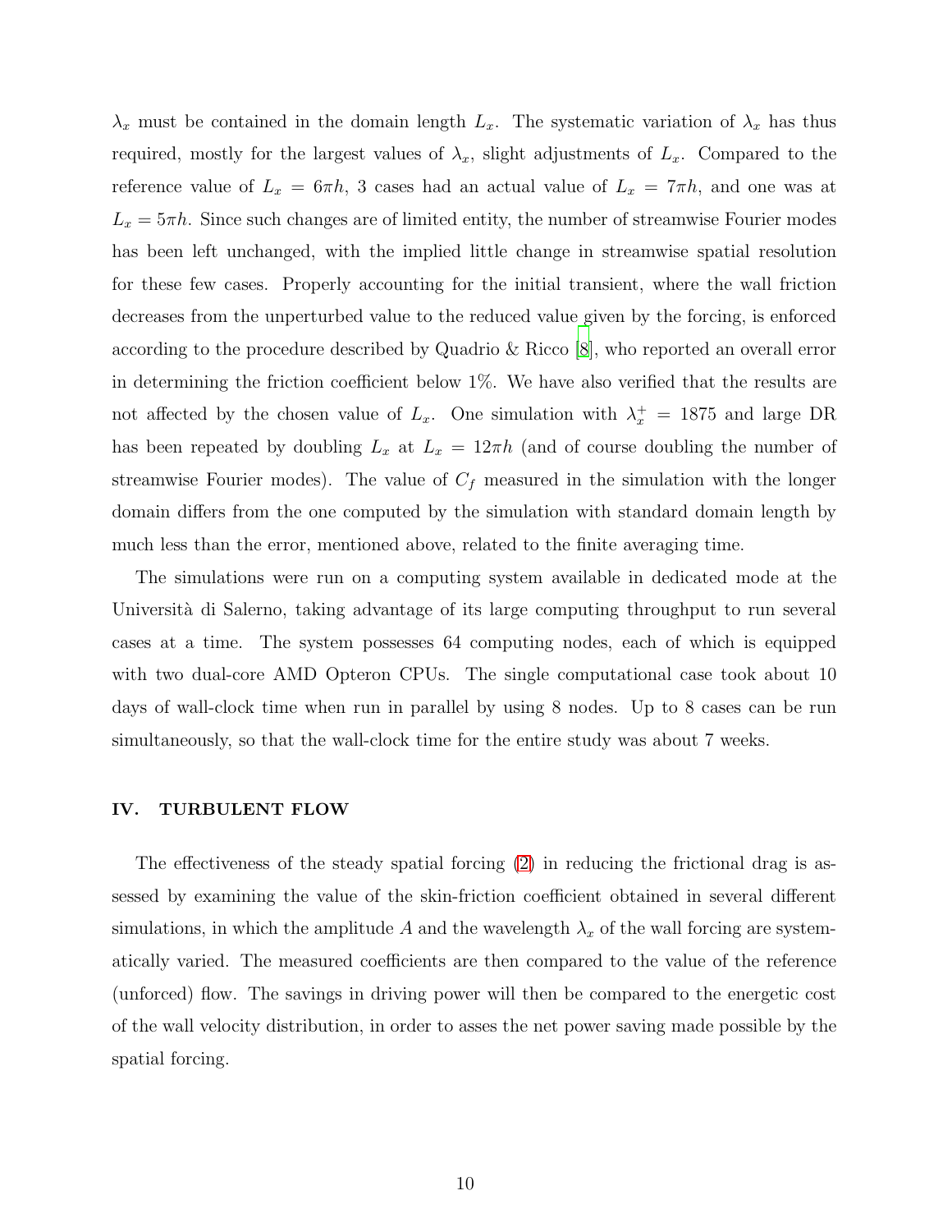$\lambda_x$ must be contained in the domain length $L_x$. The systematic variation of $\lambda_x$ has thus required, mostly for the largest values of $\lambda_x$, slight adjustments of $L_x$. Compared to the reference value of $L_x = 6\pi h$, 3 cases had an actual value of $L_x = 7\pi h$, and one was at $L_x = 5\pi h$. Since such changes are of limited entity, the number of streamwise Fourier modes has been left unchanged, with the implied little change in streamwise spatial resolution for these few cases. Properly accounting for the initial transient, where the wall friction decreases from the unperturbed value to the reduced value given by the forcing, is enforced according to the procedure described by Quadrio & Ricco [8], who reported an overall error in determining the friction coefficient below 1%. We have also verified that the results are not affected by the chosen value of $L_x$. One simulation with $\lambda_x^+ = 1875$ and large DR has been repeated by doubling $L_x$ at $L_x = 12\pi h$ (and of course doubling the number of streamwise Fourier modes). The value of $C_f$ measured in the simulation with the longer domain differs from the one computed by the simulation with standard domain length by much less than the error, mentioned above, related to the finite averaging time.

The simulations were run on a computing system available in dedicated mode at the Università di Salerno, taking advantage of its large computing throughput to run several cases at a time. The system possesses 64 computing nodes, each of which is equipped with two dual-core AMD Opteron CPUs. The single computational case took about 10 days of wall-clock time when run in parallel by using 8 nodes. Up to 8 cases can be run simultaneously, so that the wall-clock time for the entire study was about 7 weeks.

## IV. TURBULENT FLOW

The effectiveness of the steady spatial forcing (2) in reducing the frictional drag is assessed by examining the value of the skin-friction coefficient obtained in several different simulations, in which the amplitude $A$ and the wavelength $\lambda_x$ of the wall forcing are systematically varied. The measured coefficients are then compared to the value of the reference (unforced) flow. The savings in driving power will then be compared to the energetic cost of the wall velocity distribution, in order to asses the net power saving made possible by the spatial forcing.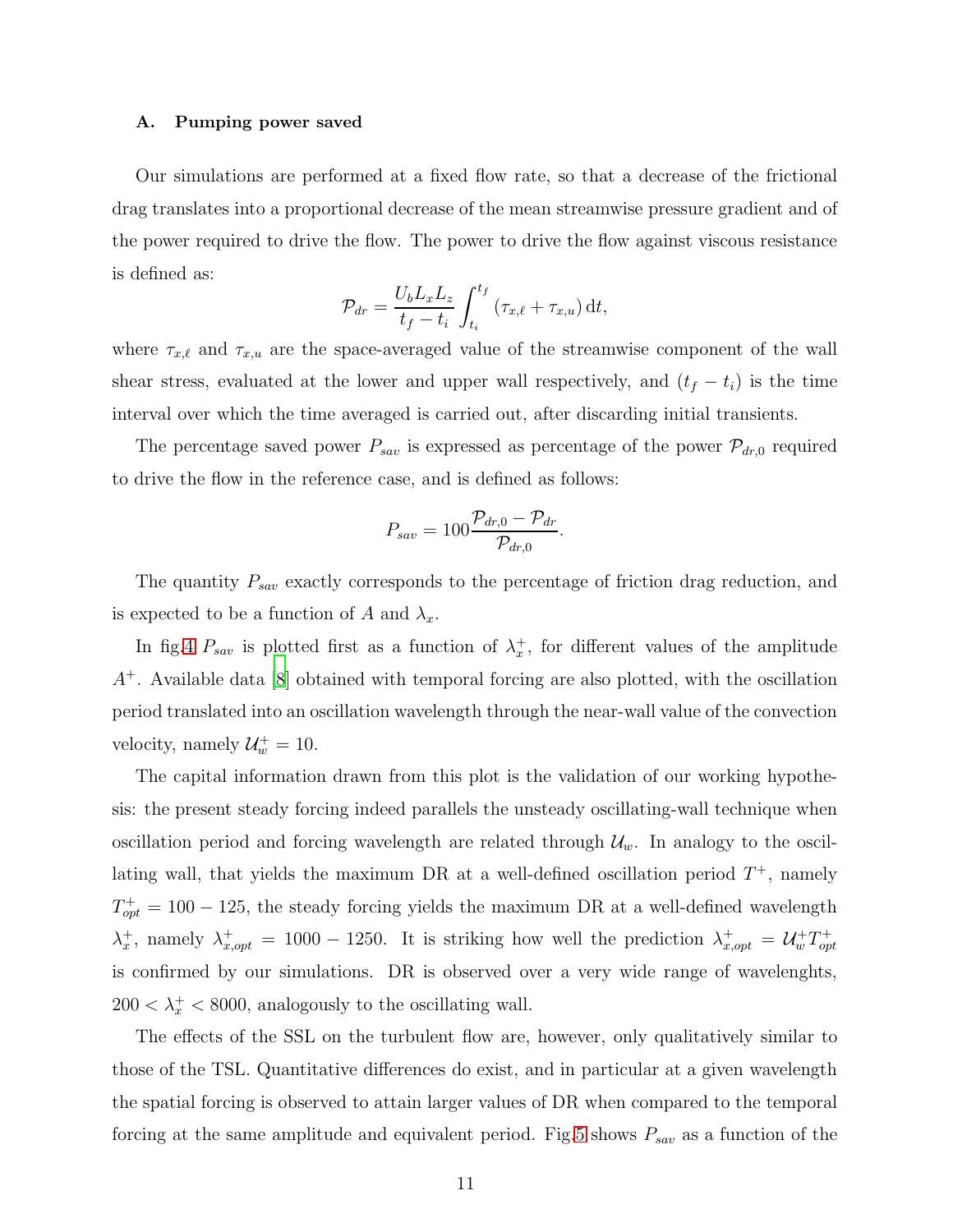### A. Pumping power saved

Our simulations are performed at a fixed flow rate, so that a decrease of the frictional drag translates into a proportional decrease of the mean streamwise pressure gradient and of the power required to drive the flow. The power to drive the flow against viscous resistance is defined as:

$$\mathcal{P}_{dr} = \frac{U_b L_x L_z}{t_f - t_i} \int_{t_i}^{t_f} \left( \tau_{x,\ell} + \tau_{x,u} \right) \mathrm{d}t,$$

where $\tau_{x,\ell}$ and $\tau_{x,u}$ are the space-averaged value of the streamwise component of the wall shear stress, evaluated at the lower and upper wall respectively, and $(t_f - t_i)$ is the time interval over which the time averaged is carried out, after discarding initial transients.

The percentage saved power $P_{sav}$ is expressed as percentage of the power $\mathcal{P}_{dr,0}$ required to drive the flow in the reference case, and is defined as follows:

$$P_{sav} = 100 \frac{\mathcal{P}_{dr,0} - \mathcal{P}_{dr}}{\mathcal{P}_{dr,0}}.$$

The quantity $P_{sav}$ exactly corresponds to the percentage of friction drag reduction, and is expected to be a function of $A$ and $\lambda_x$.

In fig.4 $P_{sav}$ is plotted first as a function of $\lambda_x^+$, for different values of the amplitude $A^+$. Available data [8] obtained with temporal forcing are also plotted, with the oscillation period translated into an oscillation wavelength through the near-wall value of the convection velocity, namely $\mathcal{U}_w^+ = 10$.

The capital information drawn from this plot is the validation of our working hypothesis: the present steady forcing indeed parallels the unsteady oscillating-wall technique when oscillation period and forcing wavelength are related through $\mathcal{U}_w$. In analogy to the oscillating wall, that yields the maximum DR at a well-defined oscillation period $T^+$, namely $T^+_{opt} = 100 - 125$, the steady forcing yields the maximum DR at a well-defined wavelength $\lambda_x^+$, namely $\lambda^+_{x,opt} = 1000 - 1250$. It is striking how well the prediction $\lambda^+_{x,opt} = \mathcal{U}_w^+ T^+_{opt}$ is confirmed by our simulations. DR is observed over a very wide range of wavelenghts, $200 < \lambda_x^+ < 8000$, analogously to the oscillating wall.

The effects of the SSL on the turbulent flow are, however, only qualitatively similar to those of the TSL. Quantitative differences do exist, and in particular at a given wavelength the spatial forcing is observed to attain larger values of DR when compared to the temporal forcing at the same amplitude and equivalent period. Fig.5 shows $P_{sav}$ as a function of the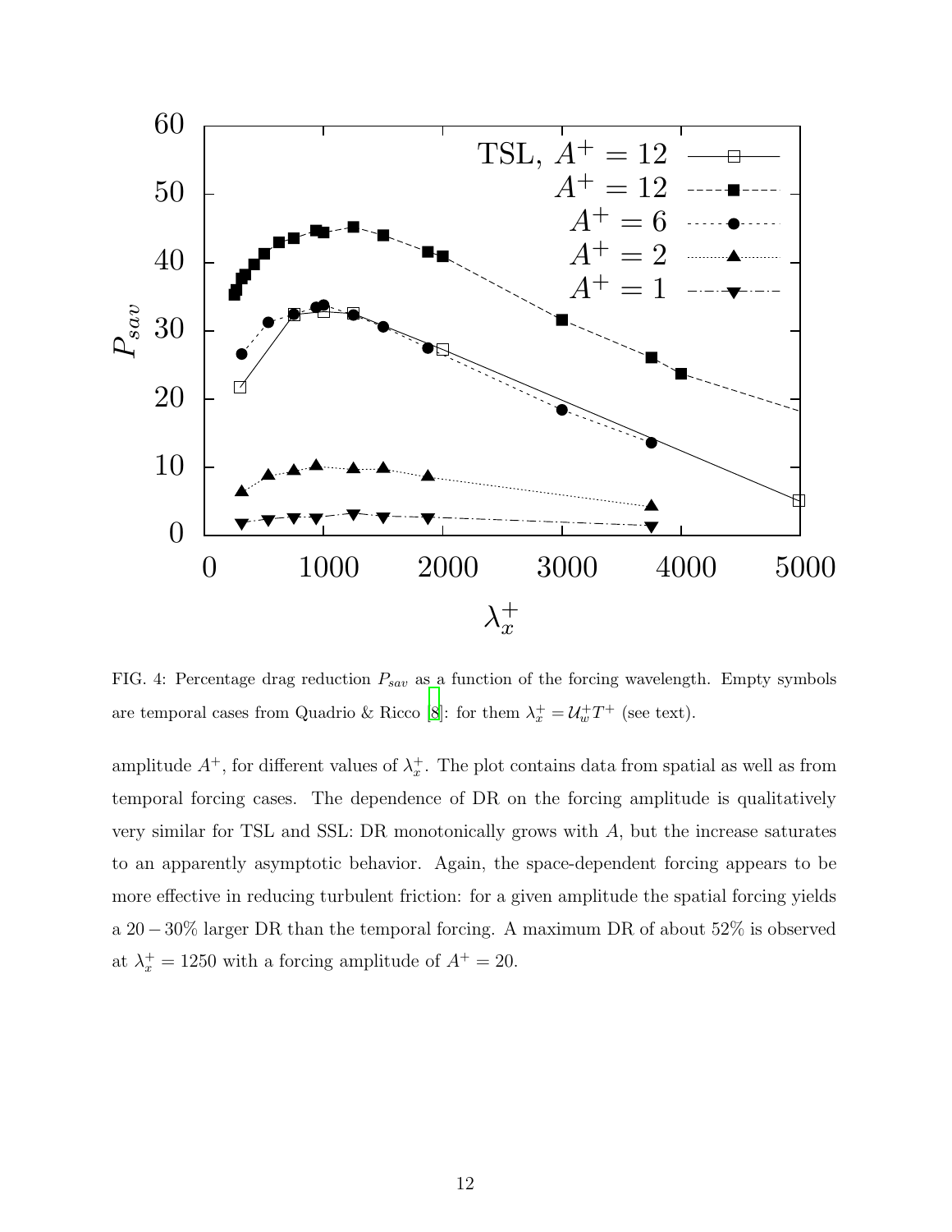FIG. 4: Percentage drag reduction $P_{sav}$ as a function of the forcing wavelength. Empty symbols are temporal cases from Quadrio & Ricco [8]: for them $\lambda_x^+ = \mathcal{U}_w^+ T^+$ (see text).

amplitude $A^+$, for different values of $\lambda_x^+$. The plot contains data from spatial as well as from temporal forcing cases. The dependence of DR on the forcing amplitude is qualitatively very similar for TSL and SSL: DR monotonically grows with $A$, but the increase saturates to an apparently asymptotic behavior. Again, the space-dependent forcing appears to be more effective in reducing turbulent friction: for a given amplitude the spatial forcing yields a $20-30\%$ larger DR than the temporal forcing. A maximum DR of about 52% is observed at $\lambda_x^+ = 1250$ with a forcing amplitude of $A^+ = 20$.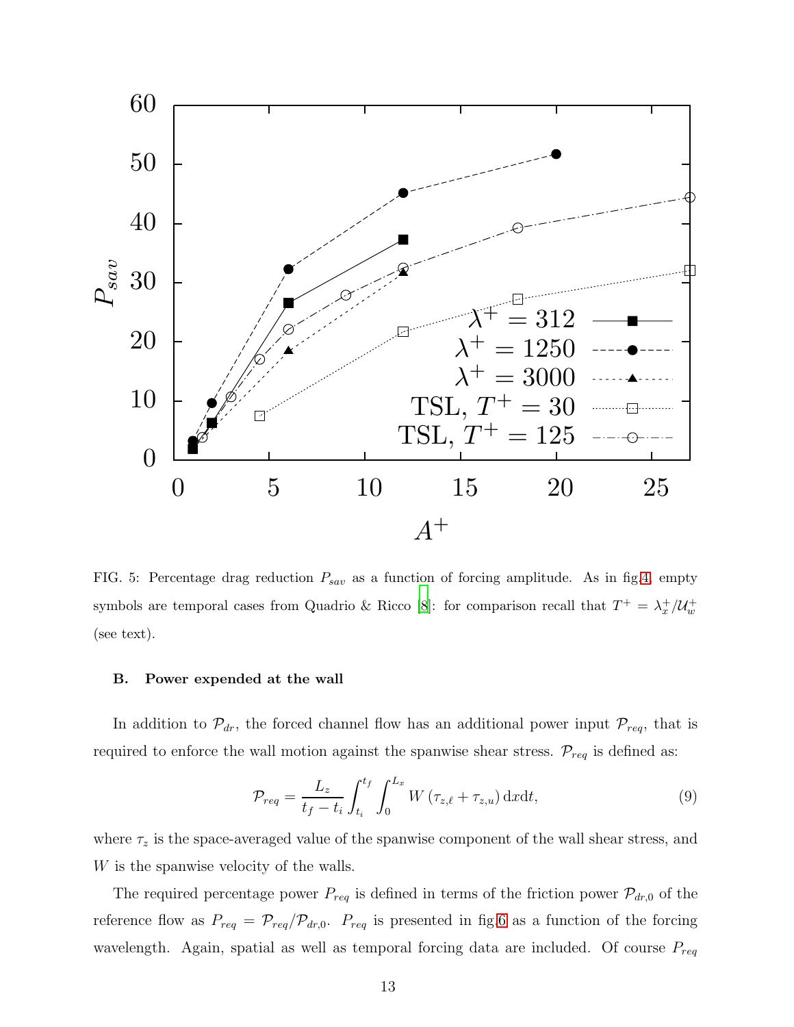FIG. 5: Percentage drag reduction $P_{sav}$ as a function of forcing amplitude. As in fig.4, empty symbols are temporal cases from Quadrio & Ricco [8]: for comparison recall that $T^+ = \lambda_x^+ / \mathcal{U}_w^+$ (see text).

### B. Power expended at the wall

In addition to $\mathcal{P}_{dr}$, the forced channel flow has an additional power input $\mathcal{P}_{req}$, that is required to enforce the wall motion against the spanwise shear stress. $\mathcal{P}_{req}$ is defined as:

$$\mathcal{P}_{req} = \frac{L_z}{t_f - t_i} \int_{t_i}^{t_f} \int_0^{L_x} W \left( \tau_{z,\ell} + \tau_{z,u} \right) \mathrm{d}x \mathrm{d}t, \tag{9}$$

where $\tau_z$ is the space-averaged value of the spanwise component of the wall shear stress, and $W$ is the spanwise velocity of the walls.

The required percentage power $P_{req}$ is defined in terms of the friction power $\mathcal{P}_{dr,0}$ of the reference flow as $P_{req} = \mathcal{P}_{req} / \mathcal{P}_{dr,0}$. $P_{req}$ is presented in fig.6 as a function of the forcing wavelength. Again, spatial as well as temporal forcing data are included. Of course $P_{req}$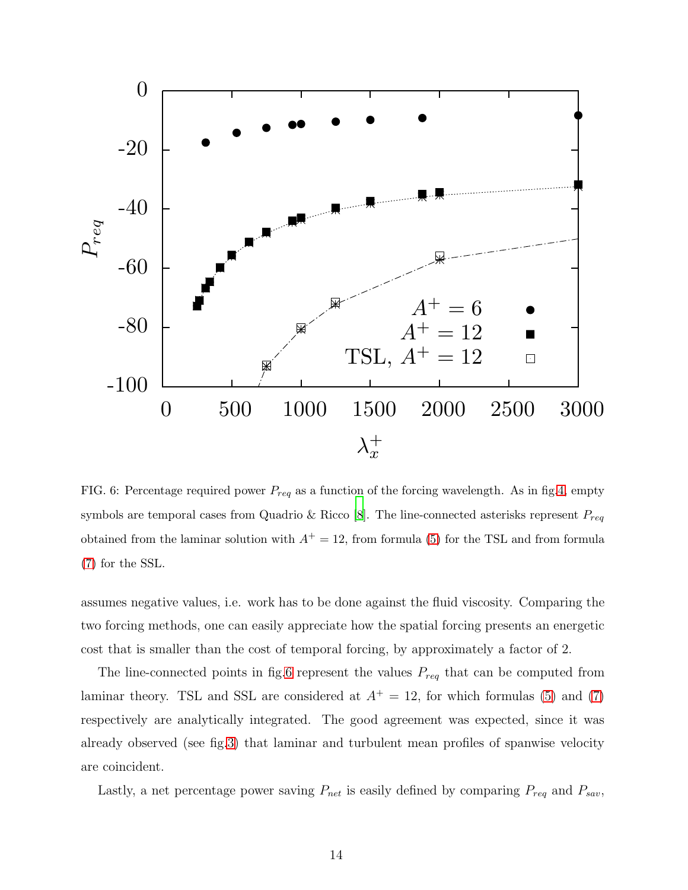FIG. 6: Percentage required power $P_{req}$ as a function of the forcing wavelength. As in fig.4, empty symbols are temporal cases from Quadrio & Ricco [8]. The line-connected asterisks represent $P_{req}$ obtained from the laminar solution with $A^+ = 12$, from formula (5) for the TSL and from formula (7) for the SSL.

assumes negative values, i.e. work has to be done against the fluid viscosity. Comparing the two forcing methods, one can easily appreciate how the spatial forcing presents an energetic cost that is smaller than the cost of temporal forcing, by approximately a factor of 2.

The line-connected points in fig.6 represent the values $P_{req}$ that can be computed from laminar theory. TSL and SSL are considered at $A^+ = 12$, for which formulas (5) and (7) respectively are analytically integrated. The good agreement was expected, since it was already observed (see fig.3) that laminar and turbulent mean profiles of spanwise velocity are coincident.

Lastly, a net percentage power saving $P_{net}$ is easily defined by comparing $P_{req}$ and $P_{sav}$,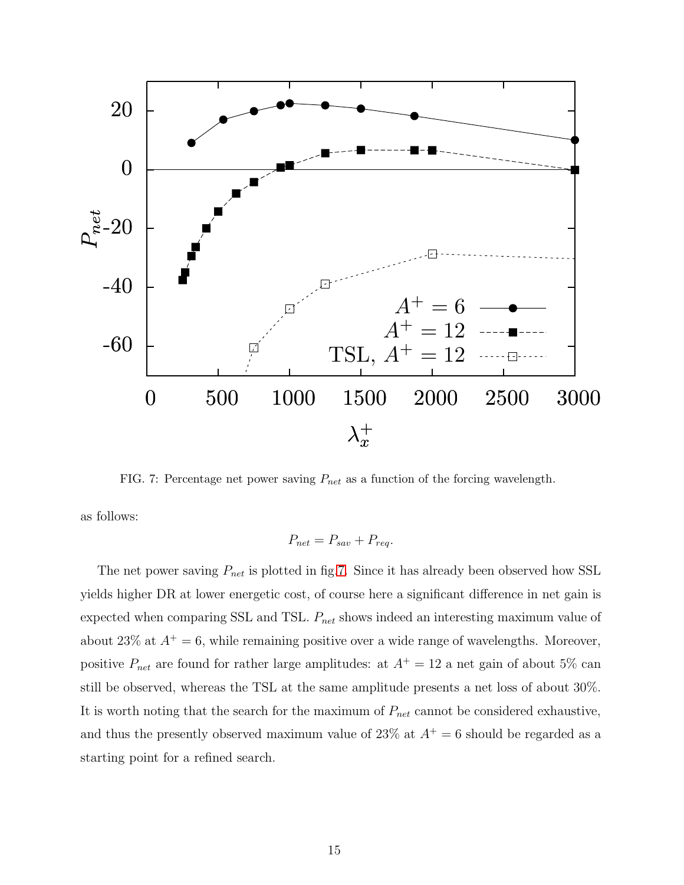FIG. 7: Percentage net power saving $P_{net}$ as a function of the forcing wavelength.

as follows:

$$P_{net} = P_{sav} + P_{req}.$$

The net power saving $P_{net}$ is plotted in fig.7. Since it has already been observed how SSL yields higher DR at lower energetic cost, of course here a significant difference in net gain is expected when comparing SSL and TSL. $P_{net}$ shows indeed an interesting maximum value of about 23% at $A^+ = 6$, while remaining positive over a wide range of wavelengths. Moreover, positive $P_{net}$ are found for rather large amplitudes: at $A^+ = 12$ a net gain of about 5% can still be observed, whereas the TSL at the same amplitude presents a net loss of about 30%. It is worth noting that the search for the maximum of $P_{net}$ cannot be considered exhaustive, and thus the presently observed maximum value of 23% at $A^+ = 6$ should be regarded as a starting point for a refined search.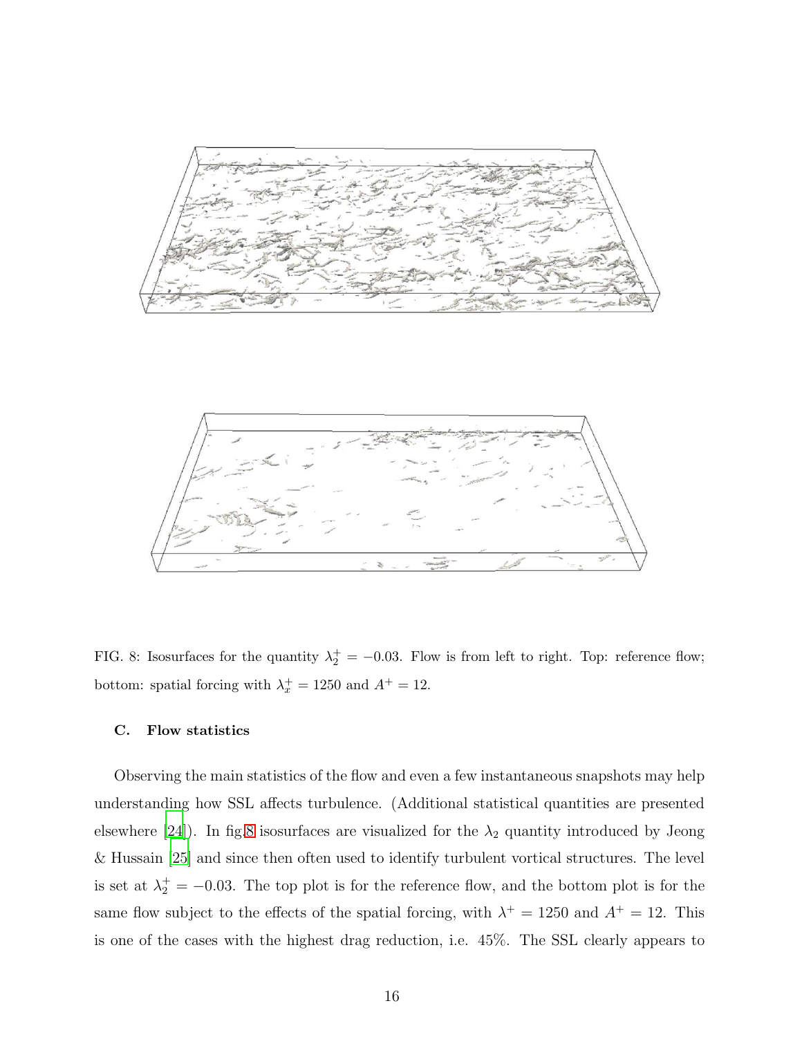FIG. 8: Isosurfaces for the quantity $\lambda_2^+ = -0.03$. Flow is from left to right. Top: reference flow; bottom: spatial forcing with $\lambda_x^+ = 1250$ and $A^+ = 12$.

### C. Flow statistics

Observing the main statistics of the flow and even a few instantaneous snapshots may help understanding how SSL affects turbulence. (Additional statistical quantities are presented elsewhere [24]). In fig.8 isosurfaces are visualized for the $\lambda_2$ quantity introduced by Jeong & Hussain [25] and since then often used to identify turbulent vortical structures. The level is set at $\lambda_2^+ = -0.03$. The top plot is for the reference flow, and the bottom plot is for the same flow subject to the effects of the spatial forcing, with $\lambda^+ = 1250$ and $A^+ = 12$. This is one of the cases with the highest drag reduction, i.e. 45%. The SSL clearly appears to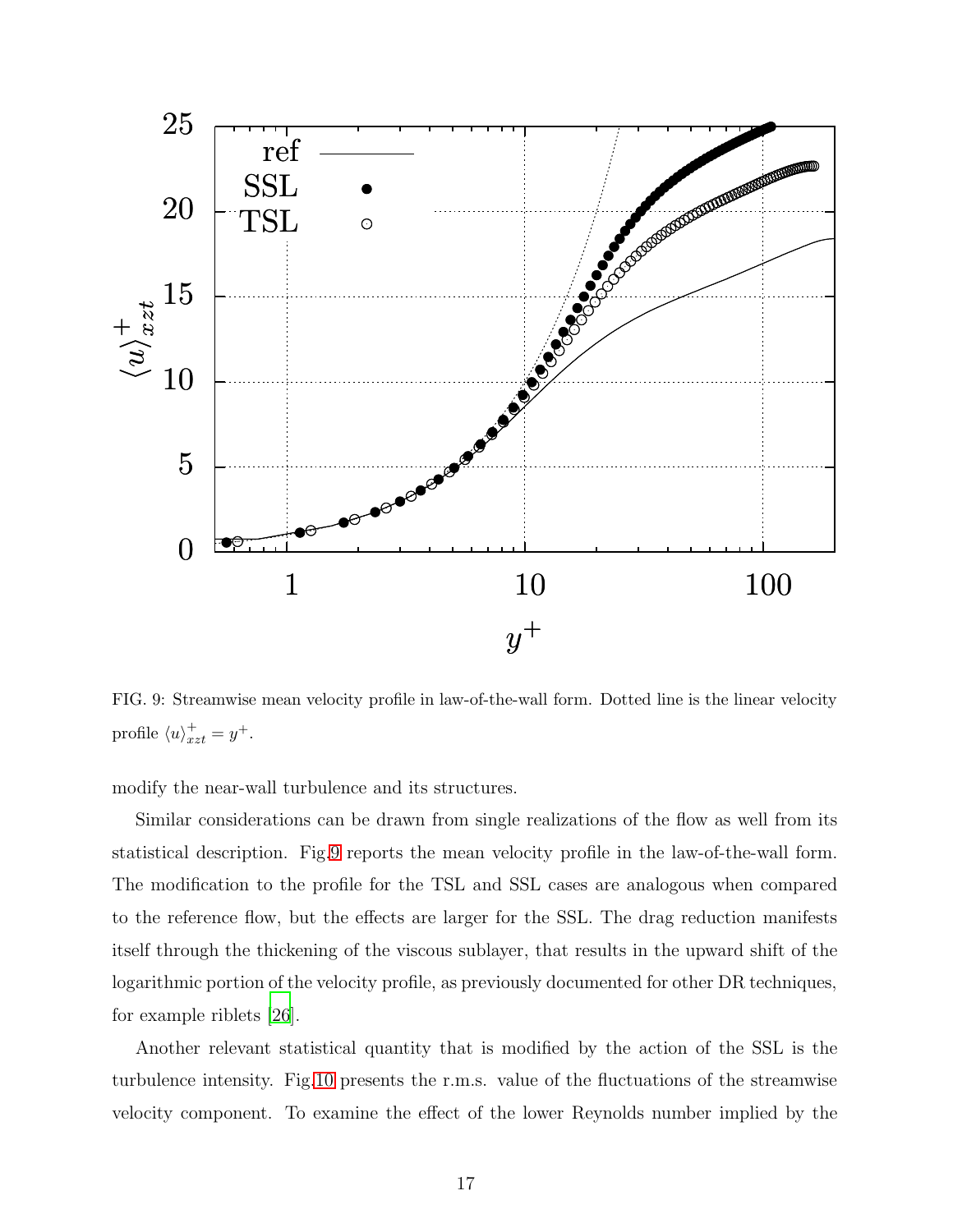FIG. 9: Streamwise mean velocity profile in law-of-the-wall form. Dotted line is the linear velocity profile $\langle u \rangle^+_{xzt} = y^+$.

modify the near-wall turbulence and its structures.

Similar considerations can be drawn from single realizations of the flow as well from its statistical description. Fig.9 reports the mean velocity profile in the law-of-the-wall form. The modification to the profile for the TSL and SSL cases are analogous when compared to the reference flow, but the effects are larger for the SSL. The drag reduction manifests itself through the thickening of the viscous sublayer, that results in the upward shift of the logarithmic portion of the velocity profile, as previously documented for other DR techniques, for example riblets [26].

Another relevant statistical quantity that is modified by the action of the SSL is the turbulence intensity. Fig.10 presents the r.m.s. value of the fluctuations of the streamwise velocity component. To examine the effect of the lower Reynolds number implied by the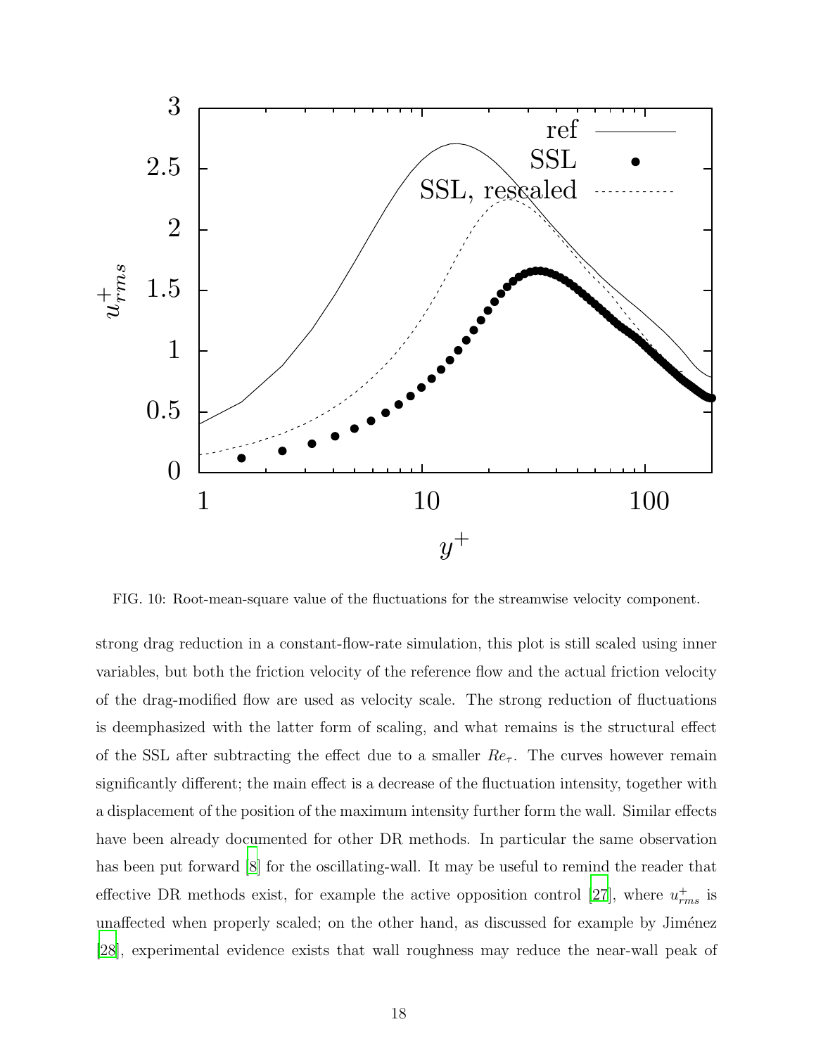FIG. 10: Root-mean-square value of the fluctuations for the streamwise velocity component.

strong drag reduction in a constant-flow-rate simulation, this plot is still scaled using inner variables, but both the friction velocity of the reference flow and the actual friction velocity of the drag-modified flow are used as velocity scale. The strong reduction of fluctuations is deemphasized with the latter form of scaling, and what remains is the structural effect of the SSL after subtracting the effect due to a smaller $Re_\tau$. The curves however remain significantly different; the main effect is a decrease of the fluctuation intensity, together with a displacement of the position of the maximum intensity further form the wall. Similar effects have been already documented for other DR methods. In particular the same observation has been put forward [8] for the oscillating-wall. It may be useful to remind the reader that effective DR methods exist, for example the active opposition control [27], where $u^+_{rms}$ is unaffected when properly scaled; on the other hand, as discussed for example by Jiménez [28], experimental evidence exists that wall roughness may reduce the near-wall peak of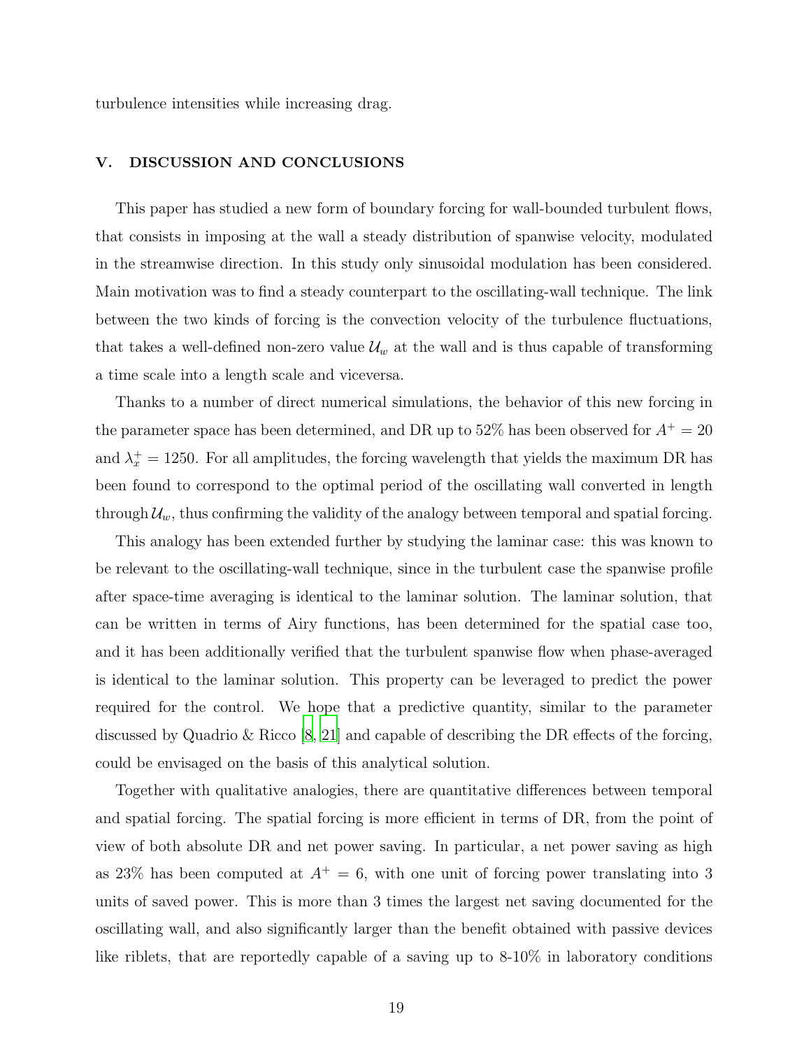turbulence intensities while increasing drag.

## V. DISCUSSION AND CONCLUSIONS

This paper has studied a new form of boundary forcing for wall-bounded turbulent flows, that consists in imposing at the wall a steady distribution of spanwise velocity, modulated in the streamwise direction. In this study only sinusoidal modulation has been considered. Main motivation was to find a steady counterpart to the oscillating-wall technique. The link between the two kinds of forcing is the convection velocity of the turbulence fluctuations, that takes a well-defined non-zero value $\mathcal{U}_w$ at the wall and is thus capable of transforming a time scale into a length scale and viceversa.

Thanks to a number of direct numerical simulations, the behavior of this new forcing in the parameter space has been determined, and DR up to 52% has been observed for $A^+ = 20$ and $\lambda_x^+ = 1250$. For all amplitudes, the forcing wavelength that yields the maximum DR has been found to correspond to the optimal period of the oscillating wall converted in length through $\mathcal{U}_w$, thus confirming the validity of the analogy between temporal and spatial forcing.

This analogy has been extended further by studying the laminar case: this was known to be relevant to the oscillating-wall technique, since in the turbulent case the spanwise profile after space-time averaging is identical to the laminar solution. The laminar solution, that can be written in terms of Airy functions, has been determined for the spatial case too, and it has been additionally verified that the turbulent spanwise flow when phase-averaged is identical to the laminar solution. This property can be leveraged to predict the power required for the control. We hope that a predictive quantity, similar to the parameter discussed by Quadrio & Ricco [8, 21] and capable of describing the DR effects of the forcing, could be envisaged on the basis of this analytical solution.

Together with qualitative analogies, there are quantitative differences between temporal and spatial forcing. The spatial forcing is more efficient in terms of DR, from the point of view of both absolute DR and net power saving. In particular, a net power saving as high as 23% has been computed at $A^+ = 6$, with one unit of forcing power translating into 3 units of saved power. This is more than 3 times the largest net saving documented for the oscillating wall, and also significantly larger than the benefit obtained with passive devices like riblets, that are reportedly capable of a saving up to 8-10% in laboratory conditions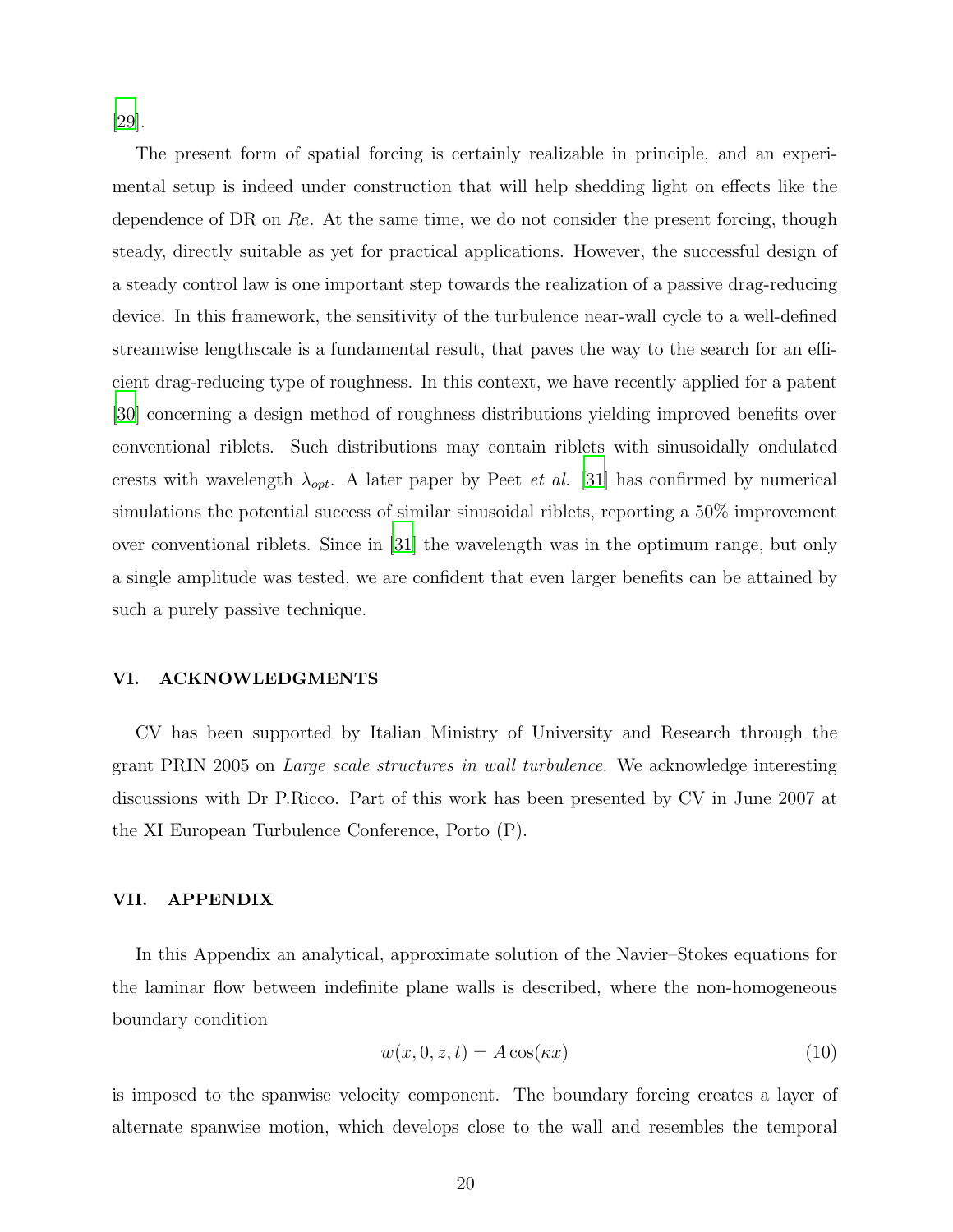[29].

The present form of spatial forcing is certainly realizable in principle, and an experimental setup is indeed under construction that will help shedding light on effects like the dependence of DR on $Re$. At the same time, we do not consider the present forcing, though steady, directly suitable as yet for practical applications. However, the successful design of a steady control law is one important step towards the realization of a passive drag-reducing device. In this framework, the sensitivity of the turbulence near-wall cycle to a well-defined streamwise lengthscale is a fundamental result, that paves the way to the search for an efficient drag-reducing type of roughness. In this context, we have recently applied for a patent [30] concerning a design method of roughness distributions yielding improved benefits over conventional riblets. Such distributions may contain riblets with sinusoidally ondulated crests with wavelength $\lambda_{opt}$. A later paper by Peet *et al.* [31] has confirmed by numerical simulations the potential success of similar sinusoidal riblets, reporting a 50% improvement over conventional riblets. Since in [31] the wavelength was in the optimum range, but only a single amplitude was tested, we are confident that even larger benefits can be attained by such a purely passive technique.

## VI. ACKNOWLEDGMENTS

CV has been supported by Italian Ministry of University and Research through the grant PRIN 2005 on *Large scale structures in wall turbulence*. We acknowledge interesting discussions with Dr P.Ricco. Part of this work has been presented by CV in June 2007 at the XI European Turbulence Conference, Porto (P).

## VII. APPENDIX

In this Appendix an analytical, approximate solution of the Navier–Stokes equations for the laminar flow between indefinite plane walls is described, where the non-homogeneous boundary condition

$$w(x, 0, z, t) = A\cos(\kappa x) \tag{10}$$

is imposed to the spanwise velocity component. The boundary forcing creates a layer of alternate spanwise motion, which develops close to the wall and resembles the temporal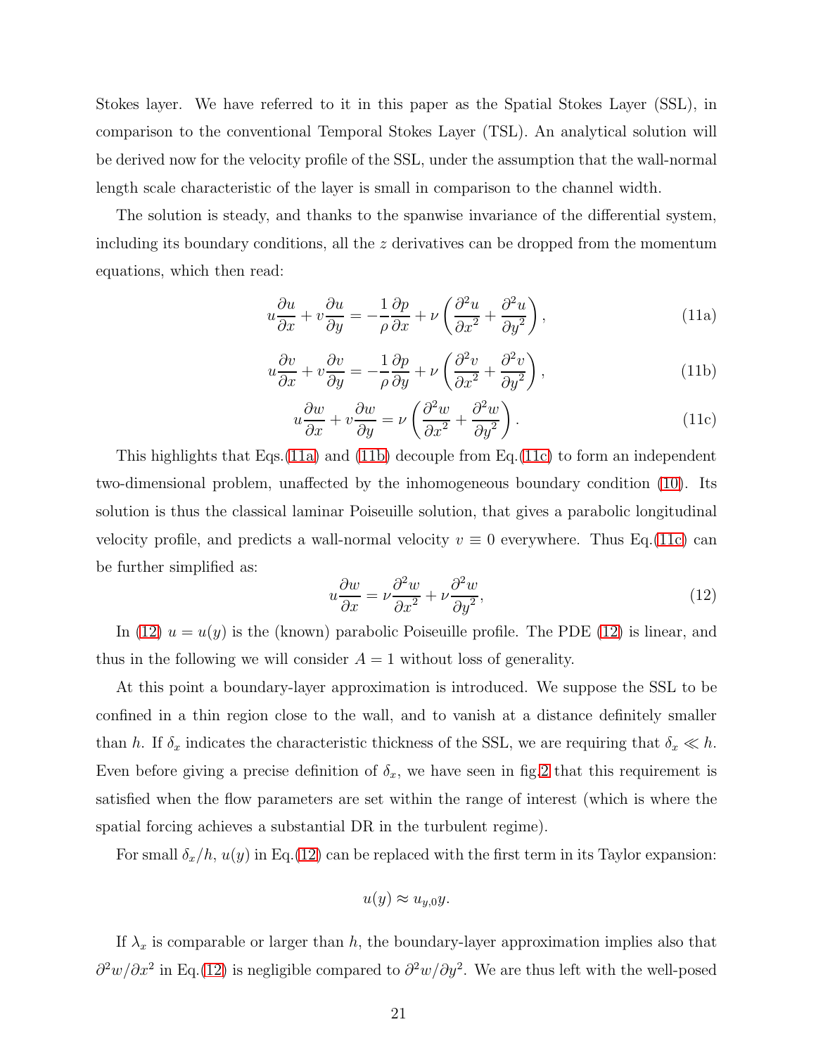Stokes layer. We have referred to it in this paper as the Spatial Stokes Layer (SSL), in comparison to the conventional Temporal Stokes Layer (TSL). An analytical solution will be derived now for the velocity profile of the SSL, under the assumption that the wall-normal length scale characteristic of the layer is small in comparison to the channel width.

The solution is steady, and thanks to the spanwise invariance of the differential system, including its boundary conditions, all the $z$ derivatives can be dropped from the momentum equations, which then read:

$$u\frac{\partial u}{\partial x} + v\frac{\partial u}{\partial y} = -\frac{1}{\rho}\frac{\partial p}{\partial x} + \nu\left(\frac{\partial^2 u}{\partial x^2} + \frac{\partial^2 u}{\partial y^2}\right), \tag{11a}$$

$$u\frac{\partial v}{\partial x} + v\frac{\partial v}{\partial y} = -\frac{1}{\rho}\frac{\partial p}{\partial y} + \nu\left(\frac{\partial^2 v}{\partial x^2} + \frac{\partial^2 v}{\partial y^2}\right), \tag{11b}$$

$$u\frac{\partial w}{\partial x} + v\frac{\partial w}{\partial y} = \nu\left(\frac{\partial^2 w}{\partial x^2} + \frac{\partial^2 w}{\partial y^2}\right). \tag{11c}$$

This highlights that Eqs.(11a) and (11b) decouple from Eq.(11c) to form an independent two-dimensional problem, unaffected by the inhomogeneous boundary condition (10). Its solution is thus the classical laminar Poiseuille solution, that gives a parabolic longitudinal velocity profile, and predicts a wall-normal velocity $v \equiv 0$ everywhere. Thus Eq.(11c) can be further simplified as:

$$u\frac{\partial w}{\partial x} = \nu\frac{\partial^2 w}{\partial x^2} + \nu\frac{\partial^2 w}{\partial y^2}, \tag{12}$$

In (12) $u = u(y)$ is the (known) parabolic Poiseuille profile. The PDE (12) is linear, and thus in the following we will consider $A = 1$ without loss of generality.

At this point a boundary-layer approximation is introduced. We suppose the SSL to be confined in a thin region close to the wall, and to vanish at a distance definitely smaller than $h$. If $\delta_x$ indicates the characteristic thickness of the SSL, we are requiring that $\delta_x \ll h$. Even before giving a precise definition of $\delta_x$, we have seen in fig.2 that this requirement is satisfied when the flow parameters are set within the range of interest (which is where the spatial forcing achieves a substantial DR in the turbulent regime).

For small $\delta_x/h$, $u(y)$ in Eq.(12) can be replaced with the first term in its Taylor expansion:

$$u(y) \approx u_{y,0}y.$$

If $\lambda_x$ is comparable or larger than $h$, the boundary-layer approximation implies also that $\partial^2 w/\partial x^2$ in Eq.(12) is negligible compared to $\partial^2 w/\partial y^2$. We are thus left with the well-posed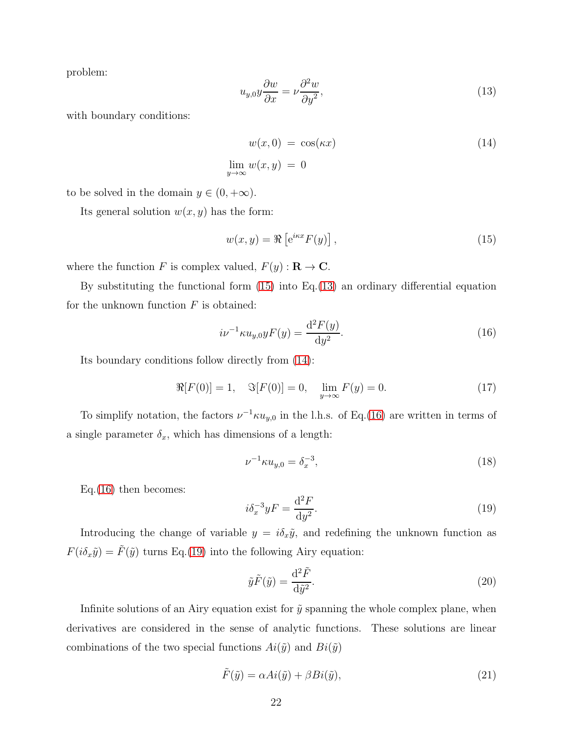problem:

$$u_{y,0} y \frac{\partial w}{\partial x} = \nu \frac{\partial^2 w}{\partial y^2}, \tag{13}$$

with boundary conditions:

$$\begin{aligned} w(x,0) &= \cos(\kappa x) \\ \lim_{y\to\infty} w(x,y) &= 0 \end{aligned} \tag{14}$$

to be solved in the domain $y \in (0, +\infty)$.

Its general solution $w(x,y)$ has the form:

$$w(x,y) = \Re\left[\mathrm{e}^{i\kappa x} F(y)\right], \tag{15}$$

where the function $F$ is complex valued, $F(y) : \mathbf{R} \to \mathbf{C}$.

By substituting the functional form (15) into Eq.(13) an ordinary differential equation for the unknown function $F$ is obtained:

$$i\nu^{-1}\kappa u_{y,0} y F(y) = \frac{\mathrm{d}^2 F(y)}{\mathrm{d}y^2}. \tag{16}$$

Its boundary conditions follow directly from (14):

$$\Re[F(0)] = 1, \quad \Im[F(0)] = 0, \quad \lim_{y\to\infty} F(y) = 0. \tag{17}$$

To simplify notation, the factors $\nu^{-1}\kappa u_{y,0}$ in the l.h.s. of Eq.(16) are written in terms of a single parameter $\delta_x$, which has dimensions of a length:

$$\nu^{-1}\kappa u_{y,0} = \delta_x^{-3}, \tag{18}$$

Eq.(16) then becomes:

$$i\delta_x^{-3} y F = \frac{\mathrm{d}^2 F}{\mathrm{d}y^2}. \tag{19}$$

Introducing the change of variable $y = i\delta_x \tilde{y}$, and redefining the unknown function as $F(i\delta_x \tilde{y}) = \tilde{F}(\tilde{y})$ turns Eq.(19) into the following Airy equation:

$$\tilde{y}\tilde{F}(\tilde{y}) = \frac{\mathrm{d}^2 \tilde{F}}{\mathrm{d}\tilde{y}^2}. \tag{20}$$

Infinite solutions of an Airy equation exist for $\tilde{y}$ spanning the whole complex plane, when derivatives are considered in the sense of analytic functions. These solutions are linear combinations of the two special functions $Ai(\tilde{y})$ and $Bi(\tilde{y})$

$$\tilde{F}(\tilde{y}) = \alpha Ai(\tilde{y}) + \beta Bi(\tilde{y}), \tag{21}$$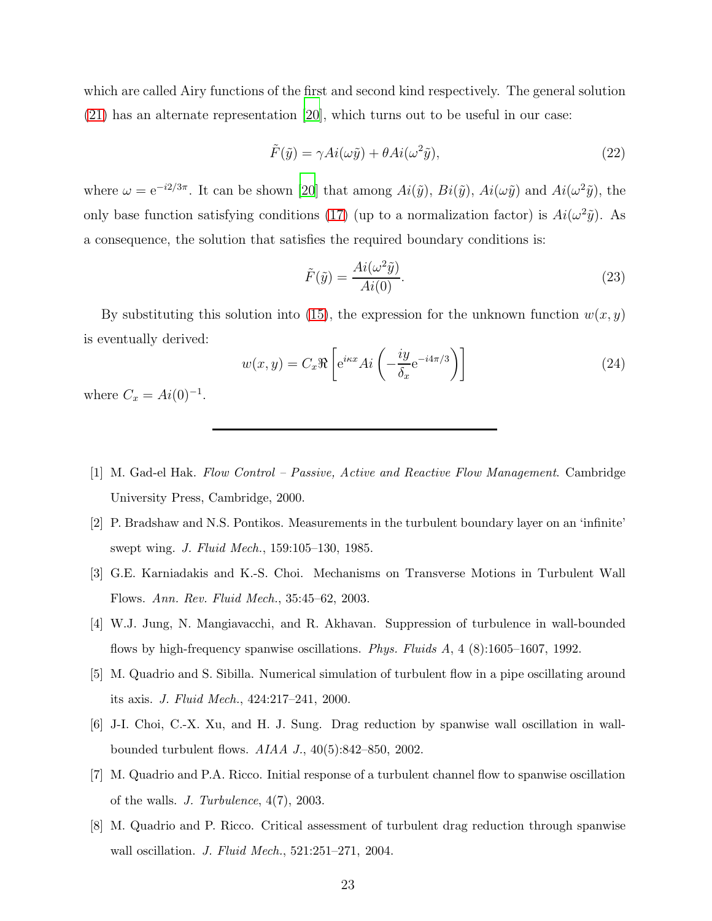which are called Airy functions of the first and second kind respectively. The general solution (21) has an alternate representation [20], which turns out to be useful in our case:

$$\tilde{F}(\tilde{y}) = \gamma Ai(\omega\tilde{y}) + \theta Ai(\omega^2\tilde{y}), \tag{22}$$

where $\omega = \mathrm{e}^{-i2/3\pi}$. It can be shown [20] that among $Ai(\tilde{y})$, $Bi(\tilde{y})$, $Ai(\omega\tilde{y})$ and $Ai(\omega^2\tilde{y})$, the only base function satisfying conditions (17) (up to a normalization factor) is $Ai(\omega^2\tilde{y})$. As a consequence, the solution that satisfies the required boundary conditions is:

$$\tilde{F}(\tilde{y}) = \frac{Ai(\omega^2\tilde{y})}{Ai(0)}. \tag{23}$$

By substituting this solution into (15), the expression for the unknown function $w(x,y)$ is eventually derived:

$$w(x,y) = C_x \Re\left[\mathrm{e}^{i\kappa x} Ai\left(-\frac{iy}{\delta_x}\mathrm{e}^{-i4\pi/3}\right)\right] \tag{24}$$

where $C_x = Ai(0)^{-1}$.

---

[1] M. Gad-el Hak. *Flow Control – Passive, Active and Reactive Flow Management*. Cambridge University Press, Cambridge, 2000.

[2] P. Bradshaw and N.S. Pontikos. Measurements in the turbulent boundary layer on an 'infinite' swept wing. *J. Fluid Mech.*, 159:105–130, 1985.

[3] G.E. Karniadakis and K.-S. Choi. Mechanisms on Transverse Motions in Turbulent Wall Flows. *Ann. Rev. Fluid Mech.*, 35:45–62, 2003.

[4] W.J. Jung, N. Mangiavacchi, and R. Akhavan. Suppression of turbulence in wall-bounded flows by high-frequency spanwise oscillations. *Phys. Fluids A*, 4 (8):1605–1607, 1992.

[5] M. Quadrio and S. Sibilla. Numerical simulation of turbulent flow in a pipe oscillating around its axis. *J. Fluid Mech.*, 424:217–241, 2000.

[6] J-I. Choi, C.-X. Xu, and H. J. Sung. Drag reduction by spanwise wall oscillation in wall-bounded turbulent flows. *AIAA J.*, 40(5):842–850, 2002.

[7] M. Quadrio and P.A. Ricco. Initial response of a turbulent channel flow to spanwise oscillation of the walls. *J. Turbulence*, 4(7), 2003.

[8] M. Quadrio and P. Ricco. Critical assessment of turbulent drag reduction through spanwise wall oscillation. *J. Fluid Mech.*, 521:251–271, 2004.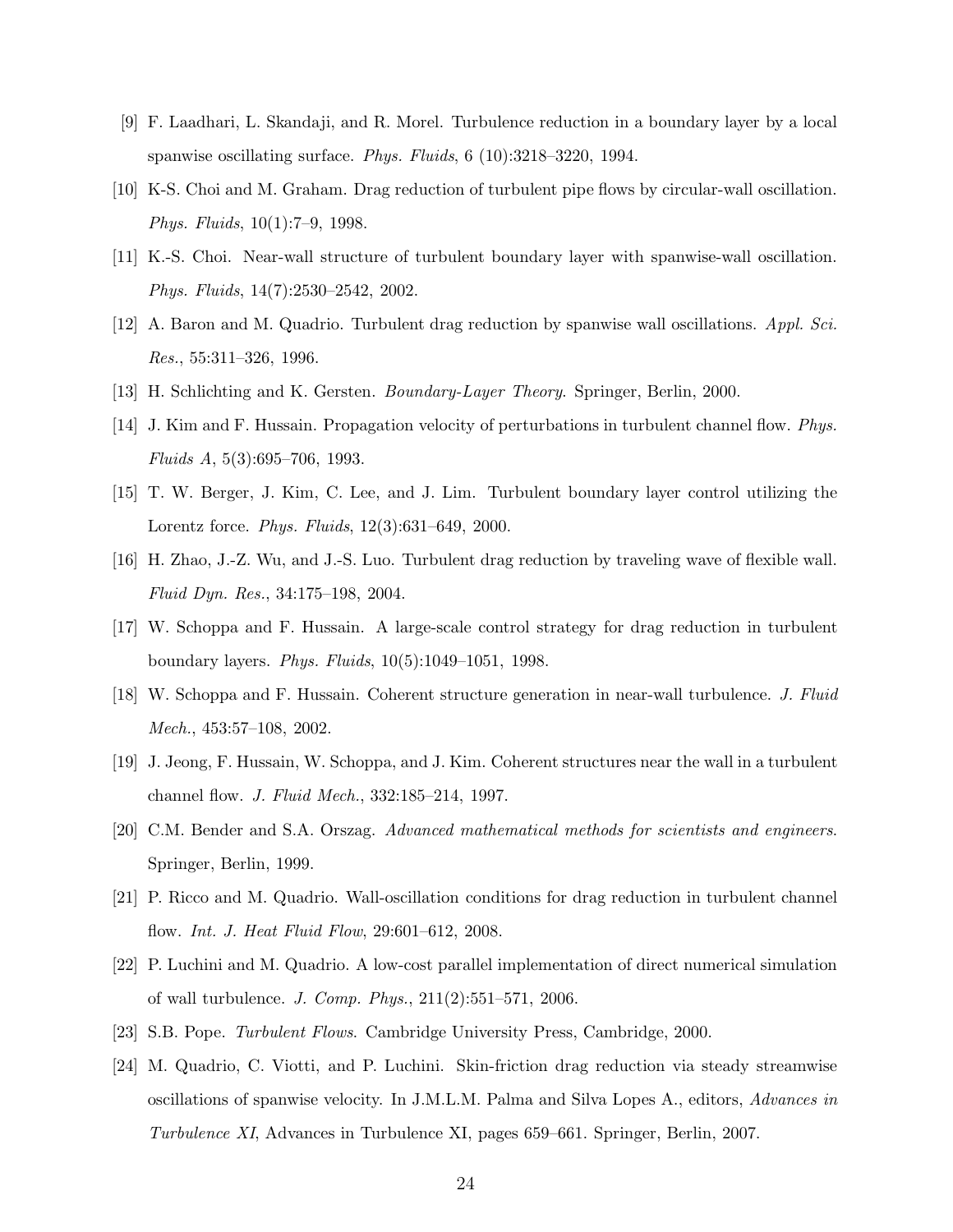[9] F. Laadhari, L. Skandaji, and R. Morel. Turbulence reduction in a boundary layer by a local spanwise oscillating surface. *Phys. Fluids*, 6 (10):3218–3220, 1994.

[10] K-S. Choi and M. Graham. Drag reduction of turbulent pipe flows by circular-wall oscillation. *Phys. Fluids*, 10(1):7–9, 1998.

[11] K.-S. Choi. Near-wall structure of turbulent boundary layer with spanwise-wall oscillation. *Phys. Fluids*, 14(7):2530–2542, 2002.

[12] A. Baron and M. Quadrio. Turbulent drag reduction by spanwise wall oscillations. *Appl. Sci. Res.*, 55:311–326, 1996.

[13] H. Schlichting and K. Gersten. *Boundary-Layer Theory*. Springer, Berlin, 2000.

[14] J. Kim and F. Hussain. Propagation velocity of perturbations in turbulent channel flow. *Phys. Fluids A*, 5(3):695–706, 1993.

[15] T. W. Berger, J. Kim, C. Lee, and J. Lim. Turbulent boundary layer control utilizing the Lorentz force. *Phys. Fluids*, 12(3):631–649, 2000.

[16] H. Zhao, J.-Z. Wu, and J.-S. Luo. Turbulent drag reduction by traveling wave of flexible wall. *Fluid Dyn. Res.*, 34:175–198, 2004.

[17] W. Schoppa and F. Hussain. A large-scale control strategy for drag reduction in turbulent boundary layers. *Phys. Fluids*, 10(5):1049–1051, 1998.

[18] W. Schoppa and F. Hussain. Coherent structure generation in near-wall turbulence. *J. Fluid Mech.*, 453:57–108, 2002.

[19] J. Jeong, F. Hussain, W. Schoppa, and J. Kim. Coherent structures near the wall in a turbulent channel flow. *J. Fluid Mech.*, 332:185–214, 1997.

[20] C.M. Bender and S.A. Orszag. *Advanced mathematical methods for scientists and engineers*. Springer, Berlin, 1999.

[21] P. Ricco and M. Quadrio. Wall-oscillation conditions for drag reduction in turbulent channel flow. *Int. J. Heat Fluid Flow*, 29:601–612, 2008.

[22] P. Luchini and M. Quadrio. A low-cost parallel implementation of direct numerical simulation of wall turbulence. *J. Comp. Phys.*, 211(2):551–571, 2006.

[23] S.B. Pope. *Turbulent Flows*. Cambridge University Press, Cambridge, 2000.

[24] M. Quadrio, C. Viotti, and P. Luchini. Skin-friction drag reduction via steady streamwise oscillations of spanwise velocity. In J.M.L.M. Palma and Silva Lopes A., editors, *Advances in Turbulence XI*, Advances in Turbulence XI, pages 659–661. Springer, Berlin, 2007.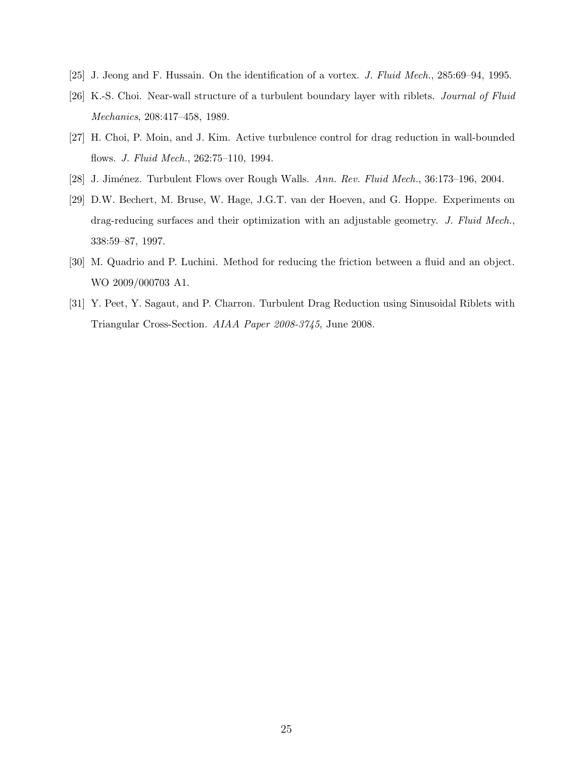[25] J. Jeong and F. Hussain. On the identification of a vortex. *J. Fluid Mech.*, 285:69–94, 1995.

[26] K.-S. Choi. Near-wall structure of a turbulent boundary layer with riblets. *Journal of Fluid Mechanics*, 208:417–458, 1989.

[27] H. Choi, P. Moin, and J. Kim. Active turbulence control for drag reduction in wall-bounded flows. *J. Fluid Mech.*, 262:75–110, 1994.

[28] J. Jiménez. Turbulent Flows over Rough Walls. *Ann. Rev. Fluid Mech.*, 36:173–196, 2004.

[29] D.W. Bechert, M. Bruse, W. Hage, J.G.T. van der Hoeven, and G. Hoppe. Experiments on drag-reducing surfaces and their optimization with an adjustable geometry. *J. Fluid Mech.*, 338:59–87, 1997.

[30] M. Quadrio and P. Luchini. Method for reducing the friction between a fluid and an object. WO 2009/000703 A1.

[31] Y. Peet, Y. Sagaut, and P. Charron. Turbulent Drag Reduction using Sinusoidal Riblets with Triangular Cross-Section. *AIAA Paper 2008-3745*, June 2008.